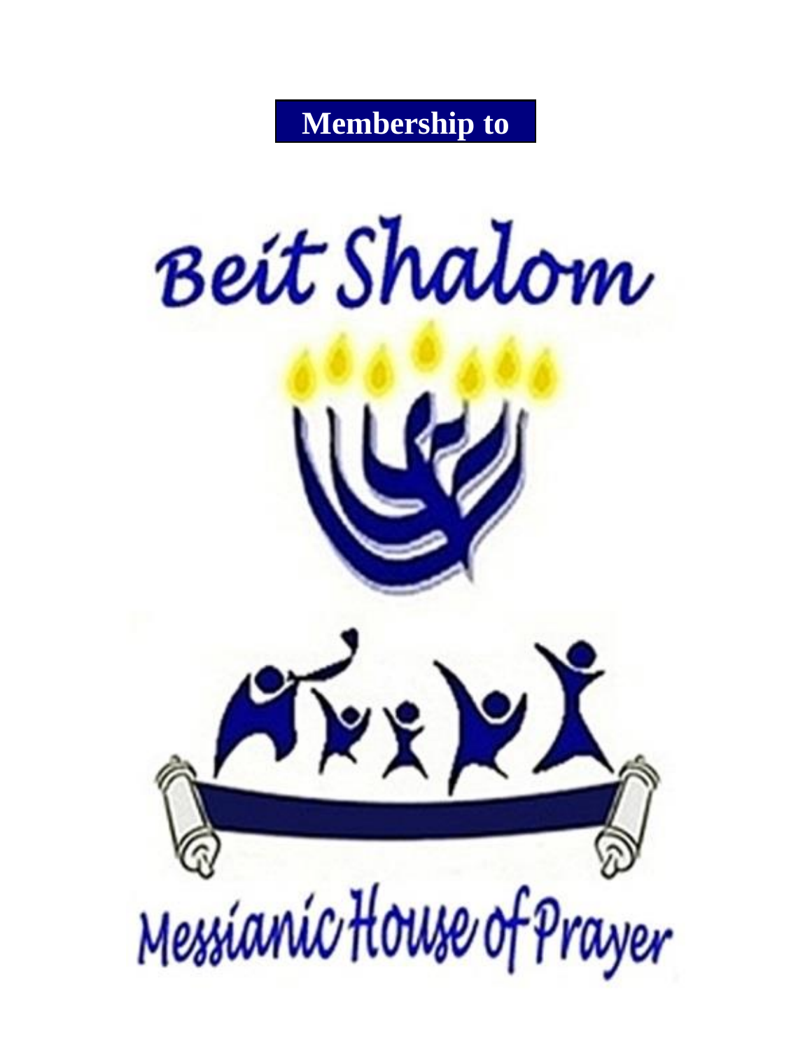# Membership to

# Beit Shalom

## Messianic House of Prayer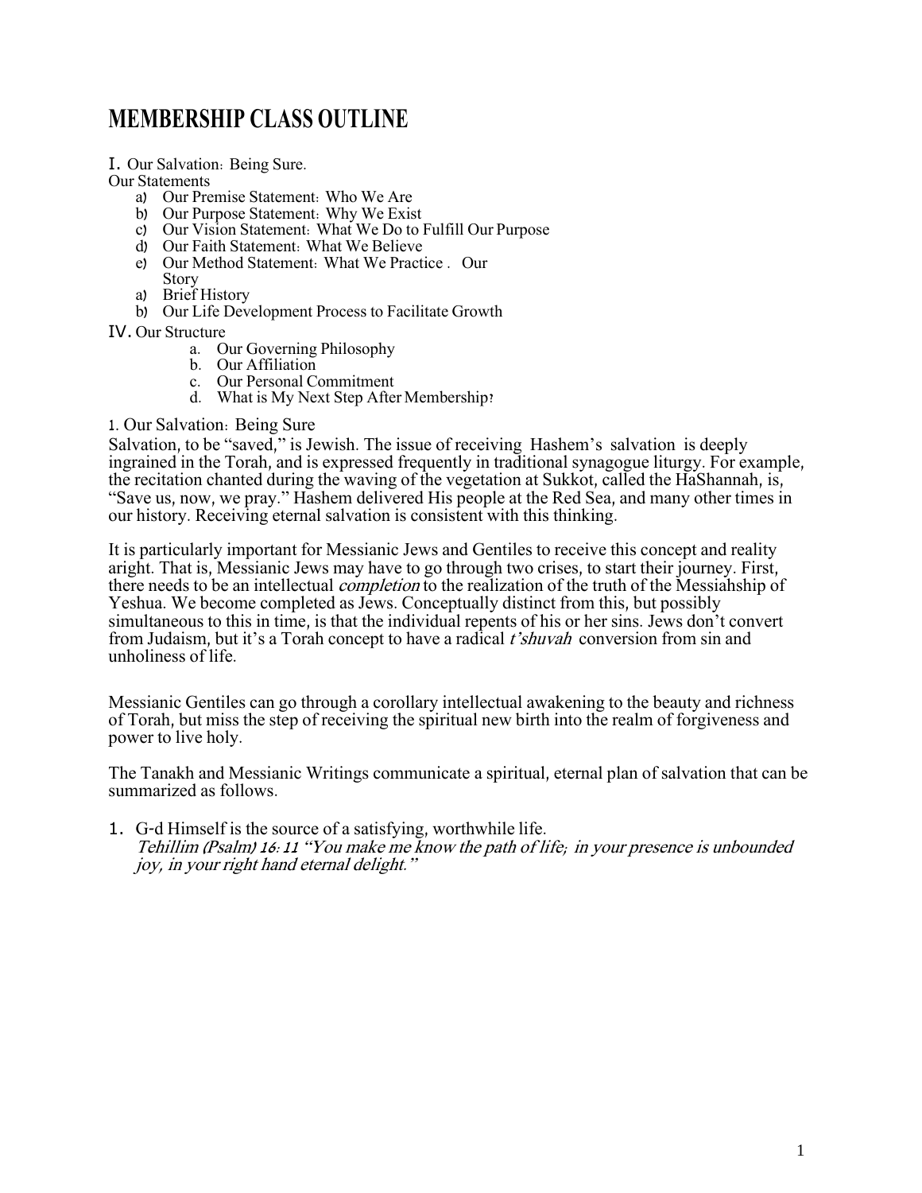# MEMBERSHIP CLASS OUTLINE

I. Our Salvation: Being Sure.

Our Statements

- a) Our Premise Statement: Who We Are
- b) Our Purpose Statement: Why We Exist
- c) Our Vision Statement: What We Do to Fulfill Our Purpose
- d) Our Faith Statement: What We Believe
- e) Our Method Statement: What We Practice . Our Story
- a) Brief History
- b) Our Life Development Process to Facilitate Growth

IV. Our Structure

- a. Our Governing Philosophy
- b. Our Affiliation
- c. Our Personal Commitment
- d. What is My Next Step After Membership?

1. Our Salvation: Being Sure

Salvation, to be "saved," is Jewish. The issue of receiving Hashem's salvation is deeply ingrained in the Torah, and is expressed frequently in traditional synagogue liturgy. For example, the recitation chanted during the waving of the vegetation at Sukkot, called the HaShannah, is, "Save us, now, we pray." Hashem delivered His people at the Red Sea, and many other times in our history. Receiving eternal salvation is consistent with this thinking.

It is particularly important for Messianic Jews and Gentiles to receive this concept and reality aright. That is, Messianic Jews may have to go through two crises, to start their journey. First, there needs to be an intellectual *completion* to the realization of the truth of the Messiahship of Yeshua. We become completed as Jews. Conceptually distinct from this, but possibly simultaneous to this in time, is that the individual repents of his or her sins. Jews don't convert from Judaism, but it's a Torah concept to have a radical *t'shuvah* conversion from sin and unholiness of life.

Messianic Gentiles can go through a corollary intellectual awakening to the beauty and richness of Torah, but miss the step of receiving the spiritual new birth into the realm of forgiveness and power to live holy.

The Tanakh and Messianic Writings communicate a spiritual, eternal plan of salvation that can be summarized as follows.

1. G-d Himself is the source of a satisfying, worthwhile life.
   *Tehillim (Psalm) 16:11 "You make me know the path of life; in your presence is unbounded joy, in your right hand eternal delight."*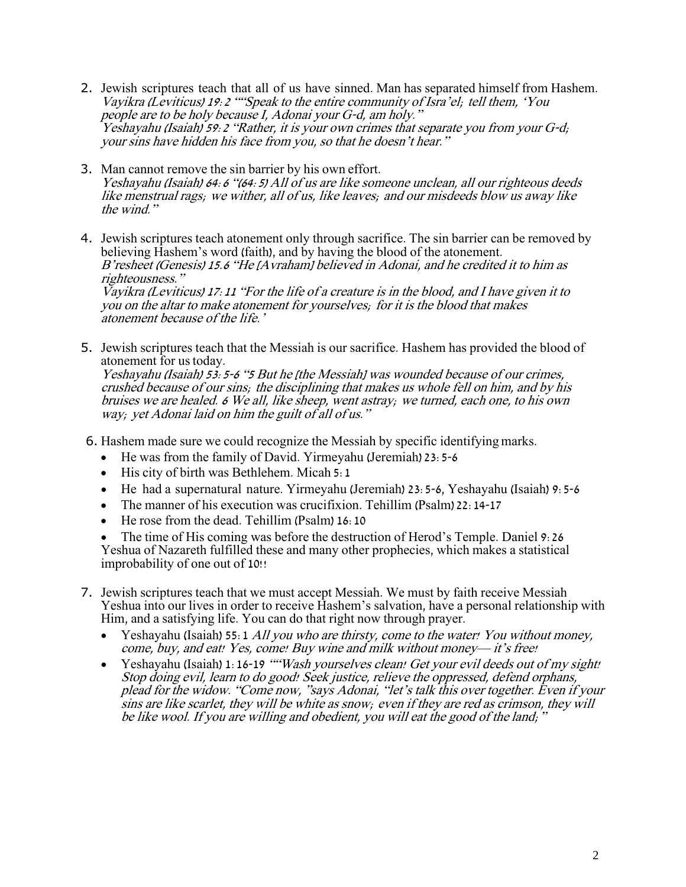2. Jewish scriptures teach that all of us have sinned. Man has separated himself from Hashem.
   *Vayikra (Leviticus) 19:2 ""Speak to the entire community of Isra'el; tell them, 'You people are to be holy because I, Adonai your G-d, am holy."*
   *Yeshayahu (Isaiah) 59:2 "Rather, it is your own crimes that separate you from your G-d; your sins have hidden his face from you, so that he doesn't hear."*

3. Man cannot remove the sin barrier by his own effort.
   *Yeshayahu (Isaiah) 64:6 "(64:5) All of us are like someone unclean, all our righteous deeds like menstrual rags; we wither, all of us, like leaves; and our misdeeds blow us away like the wind."*

4. Jewish scriptures teach atonement only through sacrifice. The sin barrier can be removed by believing Hashem's word (faith), and by having the blood of the atonement.
   *B'resheet (Genesis) 15.6 "He [Avraham] believed in Adonai, and he credited it to him as righteousness."*
   *Vayikra (Leviticus) 17:11 "For the life of a creature is in the blood, and I have given it to you on the altar to make atonement for yourselves; for it is the blood that makes atonement because of the life.'*

5. Jewish scriptures teach that the Messiah is our sacrifice. Hashem has provided the blood of atonement for us today.
   *Yeshayahu (Isaiah) 53:5-6 "5 But he [the Messiah] was wounded because of our crimes, crushed because of our sins; the disciplining that makes us whole fell on him, and by his bruises we are healed. 6 We all, like sheep, went astray; we turned, each one, to his own way; yet Adonai laid on him the guilt of all of us."*

6. Hashem made sure we could recognize the Messiah by specific identifying marks.
   - He was from the family of David. Yirmeyahu (Jeremiah) 23:5-6
   - His city of birth was Bethlehem. Micah 5:1
   - He had a supernatural nature. Yirmeyahu (Jeremiah) 23:5-6, Yeshayahu (Isaiah) 9:5-6
   - The manner of his execution was crucifixion. Tehillim (Psalm) 22:14-17
   - He rose from the dead. Tehillim (Psalm) 16:10
   - The time of His coming was before the destruction of Herod's Temple. Daniel 9:26

   Yeshua of Nazareth fulfilled these and many other prophecies, which makes a statistical improbability of one out of 10!!

7. Jewish scriptures teach that we must accept Messiah. We must by faith receive Messiah Yeshua into our lives in order to receive Hashem's salvation, have a personal relationship with Him, and a satisfying life. You can do that right now through prayer.
   - Yeshayahu (Isaiah) 55:1 *All you who are thirsty, come to the water! You without money, come, buy, and eat! Yes, come! Buy wine and milk without money— it's free!*
   - Yeshayahu (Isaiah) 1:16-19 *""Wash yourselves clean! Get your evil deeds out of my sight! Stop doing evil, learn to do good! Seek justice, relieve the oppressed, defend orphans, plead for the widow. "Come now, "says Adonai, "let's talk this over together. Even if your sins are like scarlet, they will be white as snow; even if they are red as crimson, they will be like wool. If you are willing and obedient, you will eat the good of the land;"*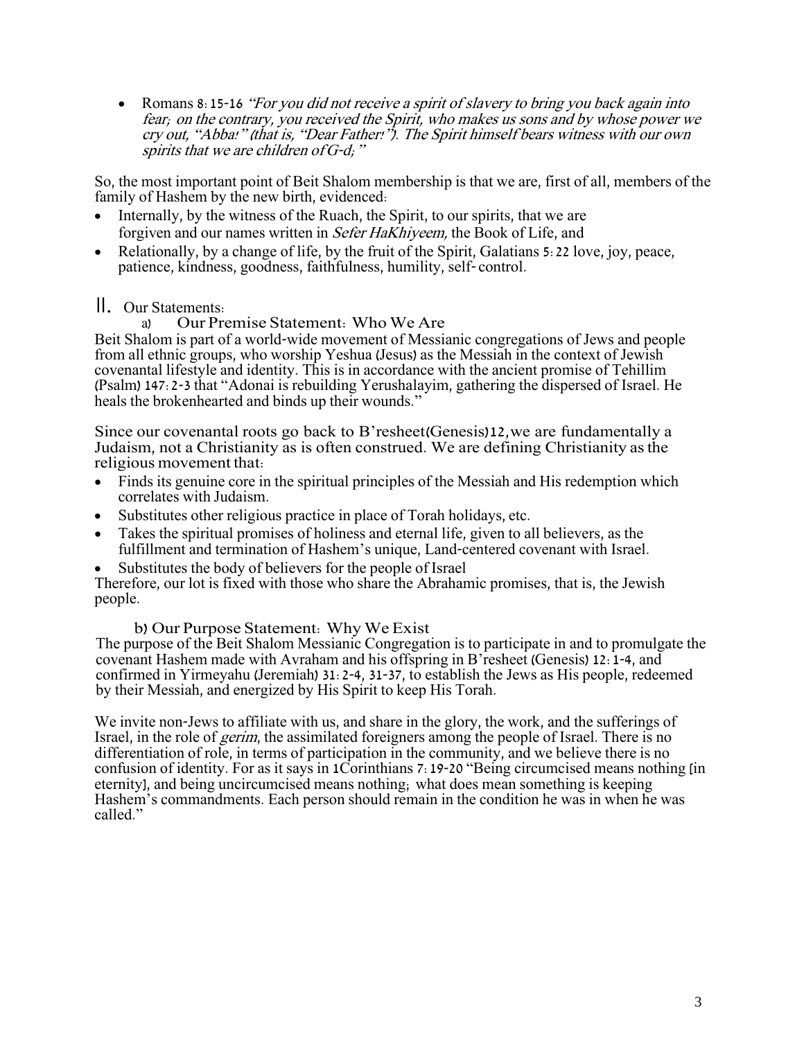- Romans 8:15-16 *"For you did not receive a spirit of slavery to bring you back again into fear; on the contrary, you received the Spirit, who makes us sons and by whose power we cry out, "Abba!" (that is, "Dear Father!"). The Spirit himself bears witness with our own spirits that we are children of G-d;"*

So, the most important point of Beit Shalom membership is that we are, first of all, members of the family of Hashem by the new birth, evidenced:

- Internally, by the witness of the Ruach, the Spirit, to our spirits, that we are forgiven and our names written in *Sefer HaKhiyeem,* the Book of Life, and
- Relationally, by a change of life, by the fruit of the Spirit, Galatians 5:22 love, joy, peace, patience, kindness, goodness, faithfulness, humility, self-control.

## II. Our Statements:

### a) Our Premise Statement: Who We Are

Beit Shalom is part of a world-wide movement of Messianic congregations of Jews and people from all ethnic groups, who worship Yeshua (Jesus) as the Messiah in the context of Jewish covenantal lifestyle and identity. This is in accordance with the ancient promise of Tehillim (Psalm) 147:2-3 that "Adonai is rebuilding Yerushalayim, gathering the dispersed of Israel. He heals the brokenhearted and binds up their wounds."

Since our covenantal roots go back to B'resheet(Genesis)12,we are fundamentally a Judaism, not a Christianity as is often construed. We are defining Christianity as the religious movement that:

- Finds its genuine core in the spiritual principles of the Messiah and His redemption which correlates with Judaism.
- Substitutes other religious practice in place of Torah holidays, etc.
- Takes the spiritual promises of holiness and eternal life, given to all believers, as the fulfillment and termination of Hashem's unique, Land-centered covenant with Israel.
- Substitutes the body of believers for the people of Israel

Therefore, our lot is fixed with those who share the Abrahamic promises, that is, the Jewish people.

### b) Our Purpose Statement: Why We Exist

The purpose of the Beit Shalom Messianic Congregation is to participate in and to promulgate the covenant Hashem made with Avraham and his offspring in B'resheet (Genesis) 12:1-4, and confirmed in Yirmeyahu (Jeremiah) 31:2-4, 31-37, to establish the Jews as His people, redeemed by their Messiah, and energized by His Spirit to keep His Torah.

We invite non-Jews to affiliate with us, and share in the glory, the work, and the sufferings of Israel, in the role of *gerim*, the assimilated foreigners among the people of Israel. There is no differentiation of role, in terms of participation in the community, and we believe there is no confusion of identity. For as it says in 1Corinthians 7:19-20 "Being circumcised means nothing [in eternity], and being uncircumcised means nothing; what does mean something is keeping Hashem's commandments. Each person should remain in the condition he was in when he was called."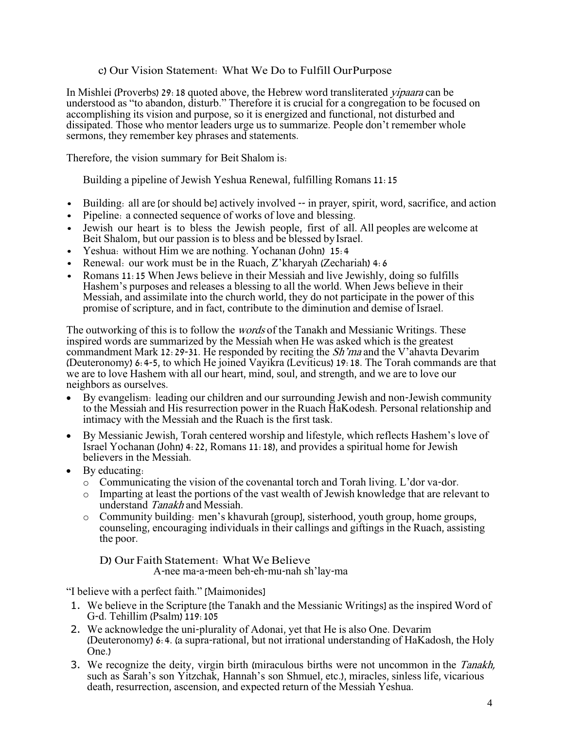### c) Our Vision Statement: What We Do to Fulfill OurPurpose

In Mishlei (Proverbs) 29:18 quoted above, the Hebrew word transliterated *yipaara* can be understood as "to abandon, disturb." Therefore it is crucial for a congregation to be focused on accomplishing its vision and purpose, so it is energized and functional, not disturbed and dissipated. Those who mentor leaders urge us to summarize. People don't remember whole sermons, they remember key phrases and statements.

Therefore, the vision summary for Beit Shalom is:

> Building a pipeline of Jewish Yeshua Renewal, fulfilling Romans 11:15

- Building: all are [or should be] actively involved -- in prayer, spirit, word, sacrifice, and action
- Pipeline: a connected sequence of works of love and blessing.
- Jewish our heart is to bless the Jewish people, first of all. All peoples are welcome at Beit Shalom, but our passion is to bless and be blessed by Israel.
- Yeshua: without Him we are nothing. Yochanan (John) 15:4
- Renewal: our work must be in the Ruach, Z'kharyah (Zechariah) 4:6
- Romans 11:15 When Jews believe in their Messiah and live Jewishly, doing so fulfills Hashem's purposes and releases a blessing to all the world. When Jews believe in their Messiah, and assimilate into the church world, they do not participate in the power of this promise of scripture, and in fact, contribute to the diminution and demise of Israel.

The outworking of this is to follow the *words* of the Tanakh and Messianic Writings. These inspired words are summarized by the Messiah when He was asked which is the greatest commandment Mark 12:29-31. He responded by reciting the *Sh'ma* and the V'ahavta Devarim (Deuteronomy) 6:4-5, to which He joined Vayikra (Leviticus) 19:18. The Torah commands are that we are to love Hashem with all our heart, mind, soul, and strength, and we are to love our neighbors as ourselves.

- By evangelism: leading our children and our surrounding Jewish and non-Jewish community to the Messiah and His resurrection power in the Ruach HaKodesh. Personal relationship and intimacy with the Messiah and the Ruach is the first task.
- By Messianic Jewish, Torah centered worship and lifestyle, which reflects Hashem's love of Israel Yochanan (John) 4:22, Romans 11:18), and provides a spiritual home for Jewish believers in the Messiah.
- By educating:
  - Communicating the vision of the covenantal torch and Torah living. L'dor va-dor.
  - Imparting at least the portions of the vast wealth of Jewish knowledge that are relevant to understand *Tanakh* and Messiah.
  - Community building: men's khavurah [group], sisterhood, youth group, home groups, counseling, encouraging individuals in their callings and giftings in the Ruach, assisting the poor.

### D) Our Faith Statement: What We Believe

A-nee ma-a-meen beh-eh-mu-nah sh'lay-ma

"I believe with a perfect faith." [Maimonides]

1. We believe in the Scripture [the Tanakh and the Messianic Writings] as the inspired Word of G-d. Tehillim (Psalm) 119:105
2. We acknowledge the uni-plurality of Adonai, yet that He is also One. Devarim (Deuteronomy) 6:4. (a supra-rational, but not irrational understanding of HaKadosh, the Holy One.)
3. We recognize the deity, virgin birth (miraculous births were not uncommon in the *Tanakh,* such as Sarah's son Yitzchak, Hannah's son Shmuel, etc.), miracles, sinless life, vicarious death, resurrection, ascension, and expected return of the Messiah Yeshua.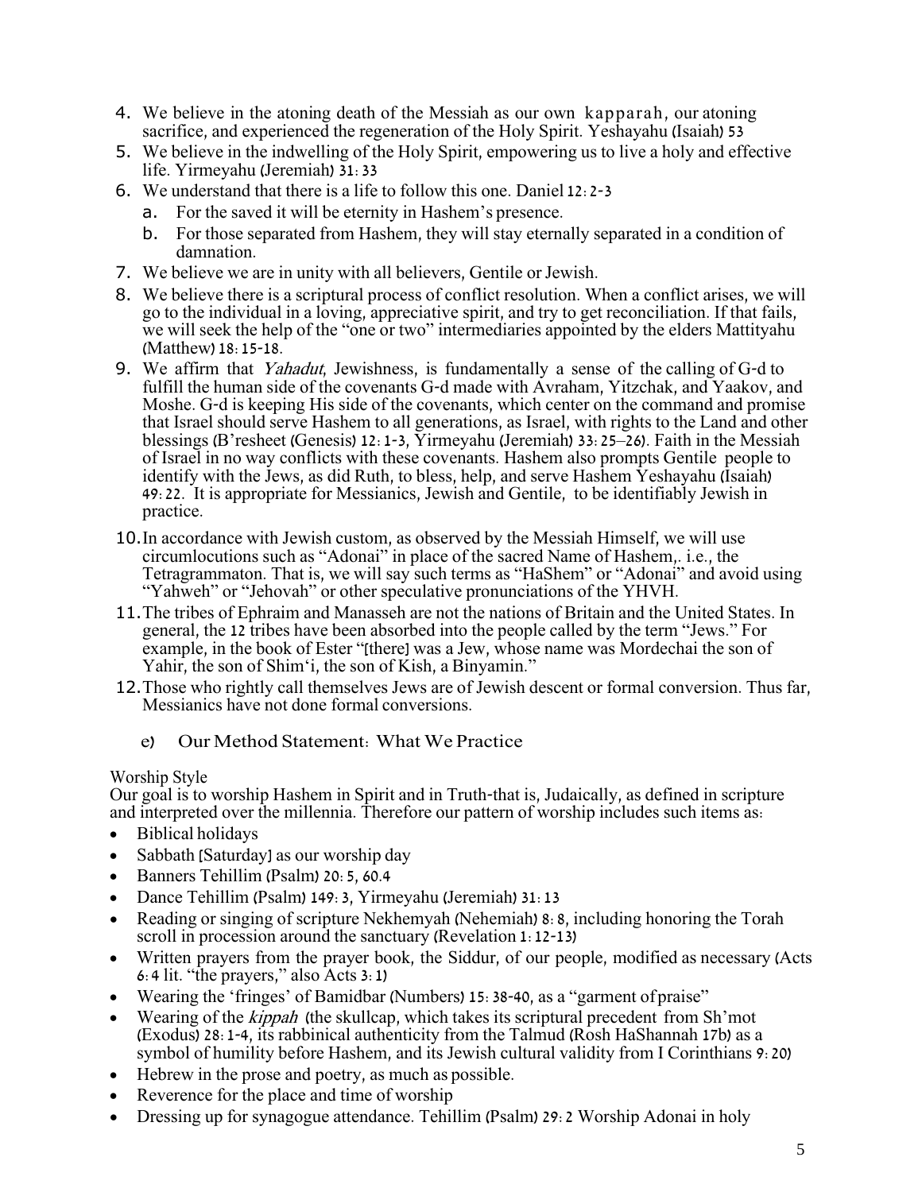4. We believe in the atoning death of the Messiah as our own kapparah, our atoning sacrifice, and experienced the regeneration of the Holy Spirit. Yeshayahu (Isaiah) 53
5. We believe in the indwelling of the Holy Spirit, empowering us to live a holy and effective life. Yirmeyahu (Jeremiah) 31:33
6. We understand that there is a life to follow this one. Daniel 12:2-3
   a. For the saved it will be eternity in Hashem's presence.
   b. For those separated from Hashem, they will stay eternally separated in a condition of damnation.
7. We believe we are in unity with all believers, Gentile or Jewish.
8. We believe there is a scriptural process of conflict resolution. When a conflict arises, we will go to the individual in a loving, appreciative spirit, and try to get reconciliation. If that fails, we will seek the help of the "one or two" intermediaries appointed by the elders Mattityahu (Matthew) 18:15-18.
9. We affirm that *Yahadut*, Jewishness, is fundamentally a sense of the calling of G-d to fulfill the human side of the covenants G-d made with Avraham, Yitzchak, and Yaakov, and Moshe. G-d is keeping His side of the covenants, which center on the command and promise that Israel should serve Hashem to all generations, as Israel, with rights to the Land and other blessings (B'resheet (Genesis) 12:1-3, Yirmeyahu (Jeremiah) 33:25–26). Faith in the Messiah of Israel in no way conflicts with these covenants. Hashem also prompts Gentile people to identify with the Jews, as did Ruth, to bless, help, and serve Hashem Yeshayahu (Isaiah) 49:22. It is appropriate for Messianics, Jewish and Gentile, to be identifiably Jewish in practice.
10. In accordance with Jewish custom, as observed by the Messiah Himself, we will use circumlocutions such as "Adonai" in place of the sacred Name of Hashem,. i.e., the Tetragrammaton. That is, we will say such terms as "HaShem" or "Adonai" and avoid using "Yahweh" or "Jehovah" or other speculative pronunciations of the YHVH.
11. The tribes of Ephraim and Manasseh are not the nations of Britain and the United States. In general, the 12 tribes have been absorbed into the people called by the term "Jews." For example, in the book of Ester "[there] was a Jew, whose name was Mordechai the son of Yahir, the son of Shim'i, the son of Kish, a Binyamin."
12. Those who rightly call themselves Jews are of Jewish descent or formal conversion. Thus far, Messianics have not done formal conversions.

### e) Our Method Statement: What We Practice

Worship Style

Our goal is to worship Hashem in Spirit and in Truth-that is, Judaically, as defined in scripture and interpreted over the millennia. Therefore our pattern of worship includes such items as:

- Biblical holidays
- Sabbath [Saturday] as our worship day
- Banners Tehillim (Psalm) 20:5, 60.4
- Dance Tehillim (Psalm) 149:3, Yirmeyahu (Jeremiah) 31:13
- Reading or singing of scripture Nekhemyah (Nehemiah) 8:8, including honoring the Torah scroll in procession around the sanctuary (Revelation 1:12-13)
- Written prayers from the prayer book, the Siddur, of our people, modified as necessary (Acts 6:4 lit. "the prayers," also Acts 3:1)
- Wearing the 'fringes' of Bamidbar (Numbers) 15:38-40, as a "garment of praise"
- Wearing of the *kippah* (the skullcap, which takes its scriptural precedent from Sh'mot (Exodus) 28:1-4, its rabbinical authenticity from the Talmud (Rosh HaShannah 17b) as a symbol of humility before Hashem, and its Jewish cultural validity from I Corinthians 9:20)
- Hebrew in the prose and poetry, as much as possible.
- Reverence for the place and time of worship
- Dressing up for synagogue attendance. Tehillim (Psalm) 29:2 Worship Adonai in holy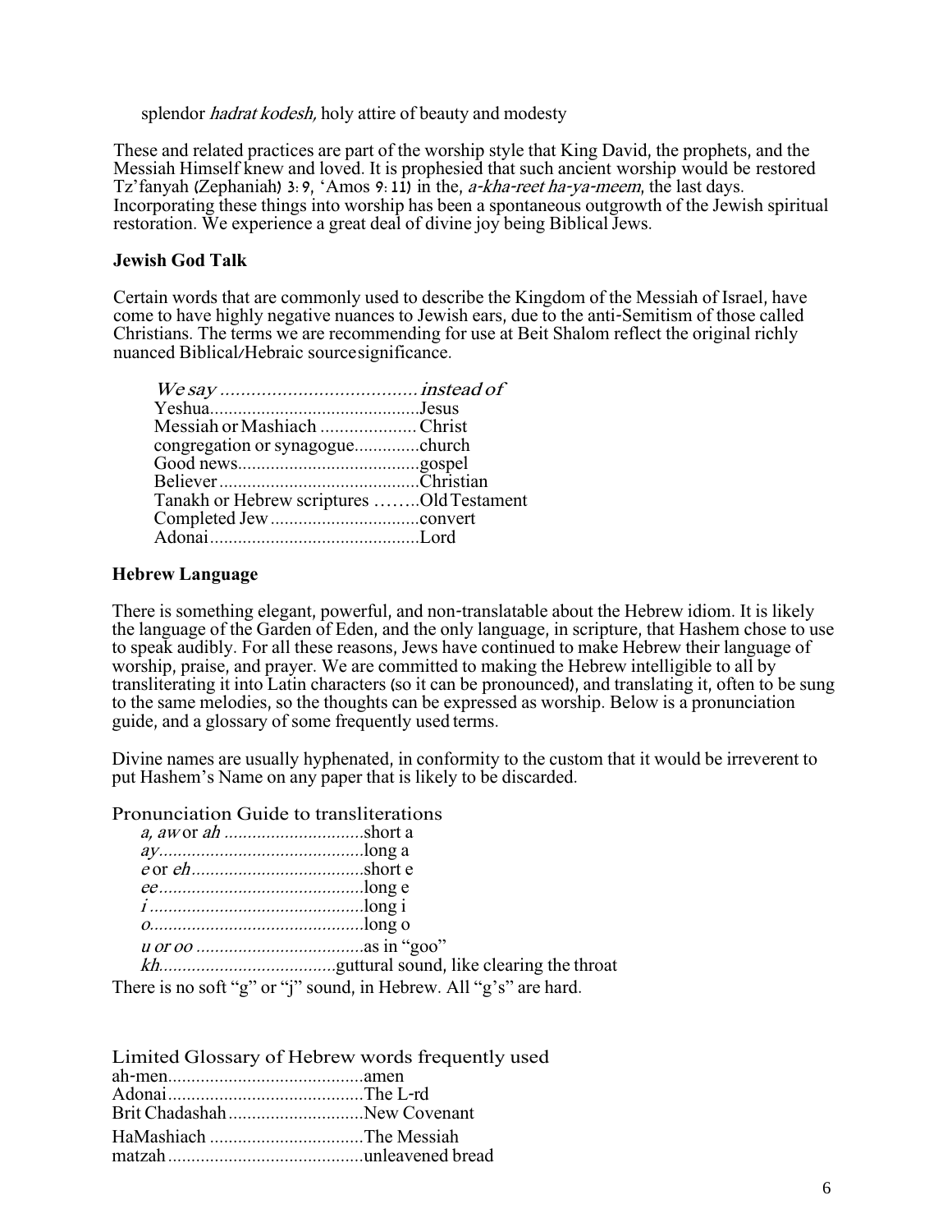splendor *hadrat kodesh,* holy attire of beauty and modesty

These and related practices are part of the worship style that King David, the prophets, and the Messiah Himself knew and loved. It is prophesied that such ancient worship would be restored Tz'fanyah (Zephaniah) 3:9, 'Amos 9:11) in the, *a-kha-reet ha-ya-meem*, the last days. Incorporating these things into worship has been a spontaneous outgrowth of the Jewish spiritual restoration. We experience a great deal of divine joy being Biblical Jews.

### Jewish God Talk

Certain words that are commonly used to describe the Kingdom of the Messiah of Israel, have come to have highly negative nuances to Jewish ears, due to the anti-Semitism of those called Christians. The terms we are recommending for use at Beit Shalom reflect the original richly nuanced Biblical/Hebraic sourcesignificance.

| *We say* | *instead of* |
|---|---|
| Yeshua | Jesus |
| Messiah or Mashiach | Christ |
| congregation or synagogue | church |
| Good news | gospel |
| Believer | Christian |
| Tanakh or Hebrew scriptures | Old Testament |
| Completed Jew | convert |
| Adonai | Lord |

### Hebrew Language

There is something elegant, powerful, and non-translatable about the Hebrew idiom. It is likely the language of the Garden of Eden, and the only language, in scripture, that Hashem chose to use to speak audibly. For all these reasons, Jews have continued to make Hebrew their language of worship, praise, and prayer. We are committed to making the Hebrew intelligible to all by transliterating it into Latin characters (so it can be pronounced), and translating it, often to be sung to the same melodies, so the thoughts can be expressed as worship. Below is a pronunciation guide, and a glossary of some frequently used terms.

Divine names are usually hyphenated, in conformity to the custom that it would be irreverent to put Hashem's Name on any paper that is likely to be discarded.

Pronunciation Guide to transliterations

| | |
|---|---|
| *a, aw* or *ah* | short a |
| *ay* | long a |
| *e* or *eh* | short e |
| *ee* | long e |
| *i* | long i |
| *o* | long o |
| *u or oo* | as in "goo" |
| *kh* | guttural sound, like clearing the throat |

There is no soft "g" or "j" sound, in Hebrew. All "g's" are hard.

Limited Glossary of Hebrew words frequently used

| | |
|---|---|
| ah-men | amen |
| Adonai | The L-rd |
| Brit Chadashah | New Covenant |
| HaMashiach | The Messiah |
| matzah | unleavened bread |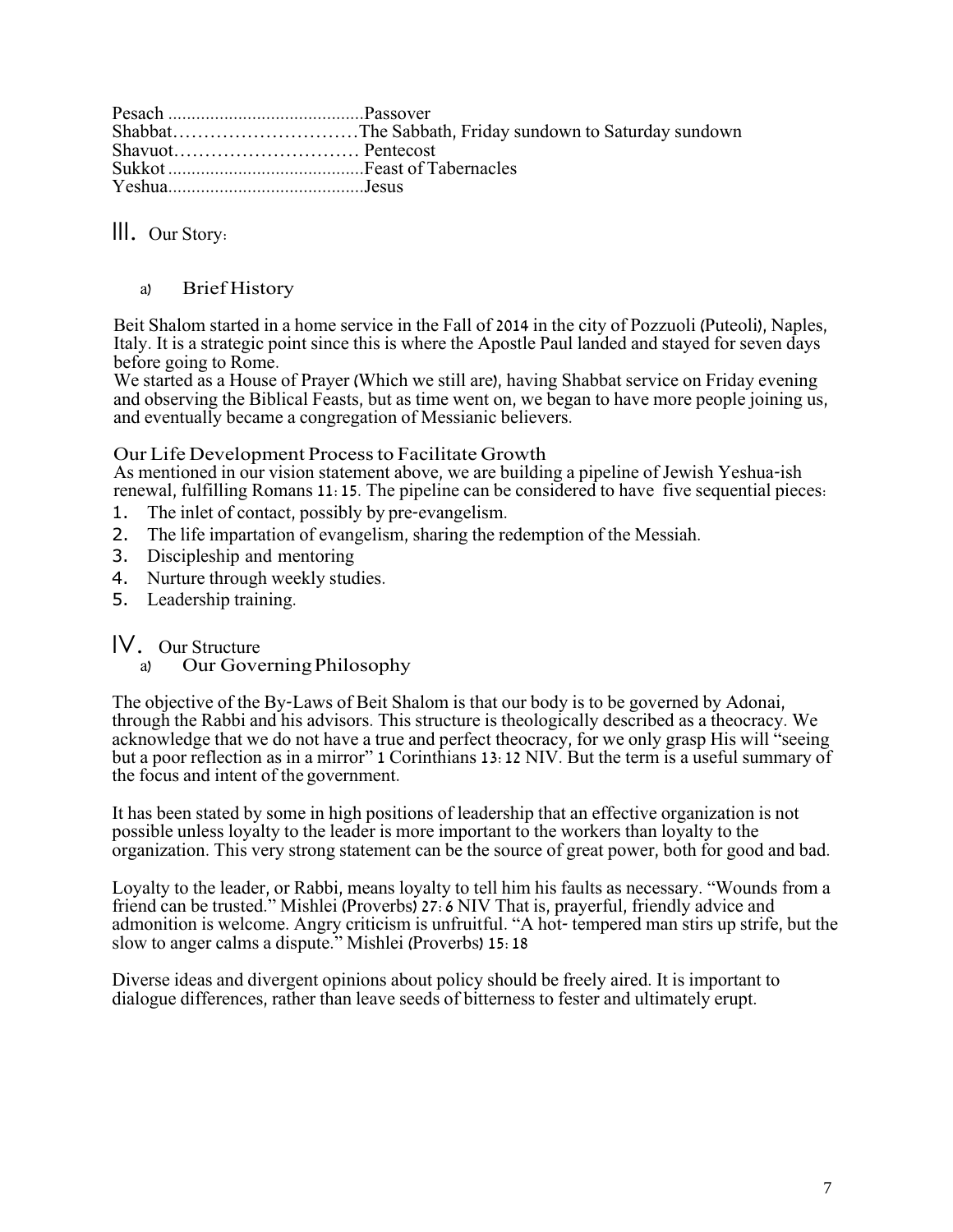Pesach ..........................................Passover
Shabbat…………………………The Sabbath, Friday sundown to Saturday sundown
Shavuot………………………… Pentecost
Sukkot ..........................................Feast of Tabernacles
Yeshua..........................................Jesus

# III. Our Story:

## a) Brief History

Beit Shalom started in a home service in the Fall of 2014 in the city of Pozzuoli (Puteoli), Naples, Italy. It is a strategic point since this is where the Apostle Paul landed and stayed for seven days before going to Rome.
We started as a House of Prayer (Which we still are), having Shabbat service on Friday evening and observing the Biblical Feasts, but as time went on, we began to have more people joining us, and eventually became a congregation of Messianic believers.

### Our Life Development Process to Facilitate Growth

As mentioned in our vision statement above, we are building a pipeline of Jewish Yeshua-ish renewal, fulfilling Romans 11:15. The pipeline can be considered to have five sequential pieces:

1. The inlet of contact, possibly by pre-evangelism.
2. The life impartation of evangelism, sharing the redemption of the Messiah.
3. Discipleship and mentoring
4. Nurture through weekly studies.
5. Leadership training.

# IV. Our Structure

## a) Our Governing Philosophy

The objective of the By-Laws of Beit Shalom is that our body is to be governed by Adonai, through the Rabbi and his advisors. This structure is theologically described as a theocracy. We acknowledge that we do not have a true and perfect theocracy, for we only grasp His will "seeing but a poor reflection as in a mirror" 1 Corinthians 13:12 NIV. But the term is a useful summary of the focus and intent of the government.

It has been stated by some in high positions of leadership that an effective organization is not possible unless loyalty to the leader is more important to the workers than loyalty to the organization. This very strong statement can be the source of great power, both for good and bad.

Loyalty to the leader, or Rabbi, means loyalty to tell him his faults as necessary. "Wounds from a friend can be trusted." Mishlei (Proverbs) 27:6 NIV That is, prayerful, friendly advice and admonition is welcome. Angry criticism is unfruitful. "A hot- tempered man stirs up strife, but the slow to anger calms a dispute." Mishlei (Proverbs) 15:18

Diverse ideas and divergent opinions about policy should be freely aired. It is important to dialogue differences, rather than leave seeds of bitterness to fester and ultimately erupt.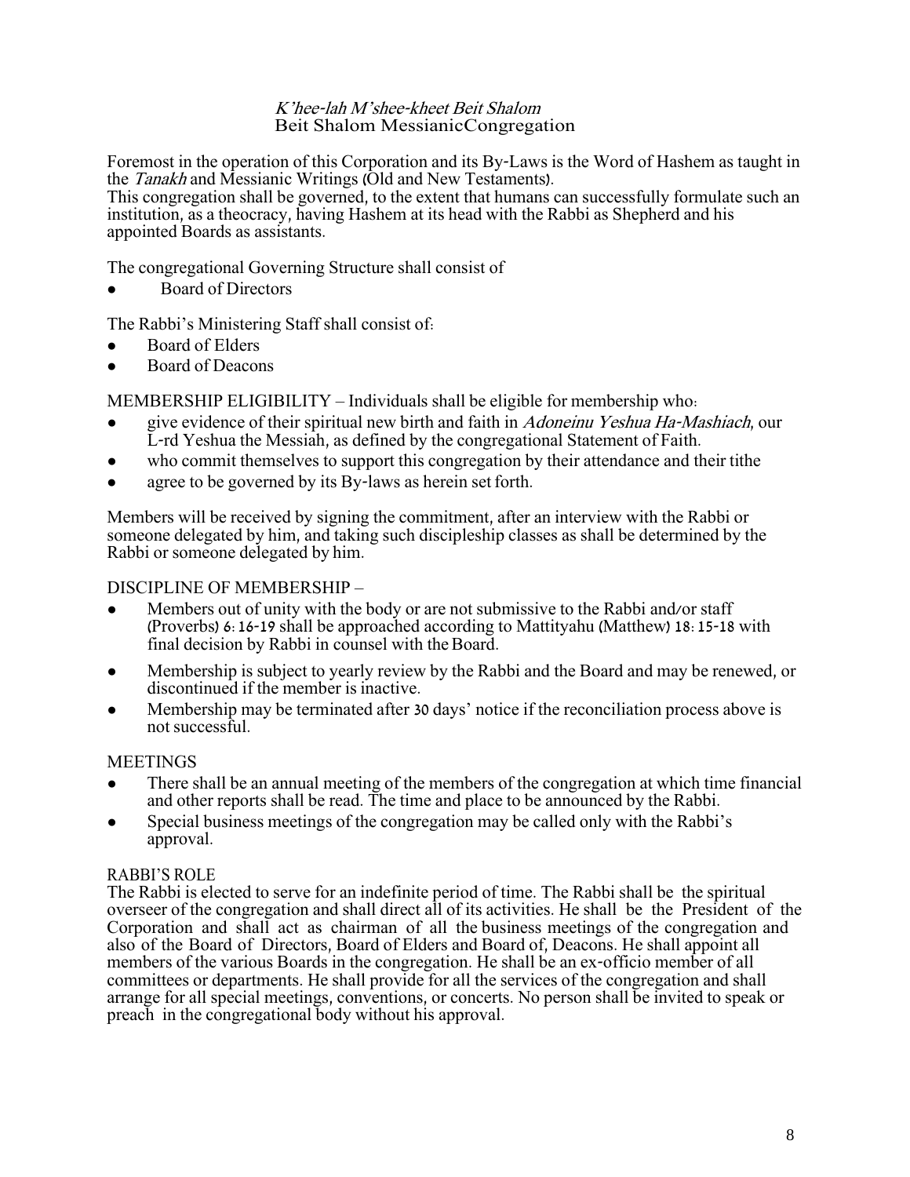*K'hee-lah M'shee-kheet Beit Shalom*
Beit Shalom MessianicCongregation

Foremost in the operation of this Corporation and its By-Laws is the Word of Hashem as taught in the *Tanakh* and Messianic Writings (Old and New Testaments).
This congregation shall be governed, to the extent that humans can successfully formulate such an institution, as a theocracy, having Hashem at its head with the Rabbi as Shepherd and his appointed Boards as assistants.

The congregational Governing Structure shall consist of

- Board of Directors

The Rabbi's Ministering Staff shall consist of:

- Board of Elders
- Board of Deacons

MEMBERSHIP ELIGIBILITY – Individuals shall be eligible for membership who:

- give evidence of their spiritual new birth and faith in *Adoneinu Yeshua Ha-Mashiach*, our L-rd Yeshua the Messiah, as defined by the congregational Statement of Faith.
- who commit themselves to support this congregation by their attendance and their tithe
- agree to be governed by its By-laws as herein set forth.

Members will be received by signing the commitment, after an interview with the Rabbi or someone delegated by him, and taking such discipleship classes as shall be determined by the Rabbi or someone delegated by him.

DISCIPLINE OF MEMBERSHIP –

- Members out of unity with the body or are not submissive to the Rabbi and/or staff (Proverbs) 6:16-19 shall be approached according to Mattityahu (Matthew) 18:15-18 with final decision by Rabbi in counsel with the Board.
- Membership is subject to yearly review by the Rabbi and the Board and may be renewed, or discontinued if the member is inactive.
- Membership may be terminated after 30 days' notice if the reconciliation process above is not successful.

MEETINGS

- There shall be an annual meeting of the members of the congregation at which time financial and other reports shall be read. The time and place to be announced by the Rabbi.
- Special business meetings of the congregation may be called only with the Rabbi's approval.

RABBI'S ROLE

The Rabbi is elected to serve for an indefinite period of time. The Rabbi shall be the spiritual overseer of the congregation and shall direct all of its activities. He shall be the President of the Corporation and shall act as chairman of all the business meetings of the congregation and also of the Board of Directors, Board of Elders and Board of, Deacons. He shall appoint all members of the various Boards in the congregation. He shall be an ex-officio member of all committees or departments. He shall provide for all the services of the congregation and shall arrange for all special meetings, conventions, or concerts. No person shall be invited to speak or preach in the congregational body without his approval.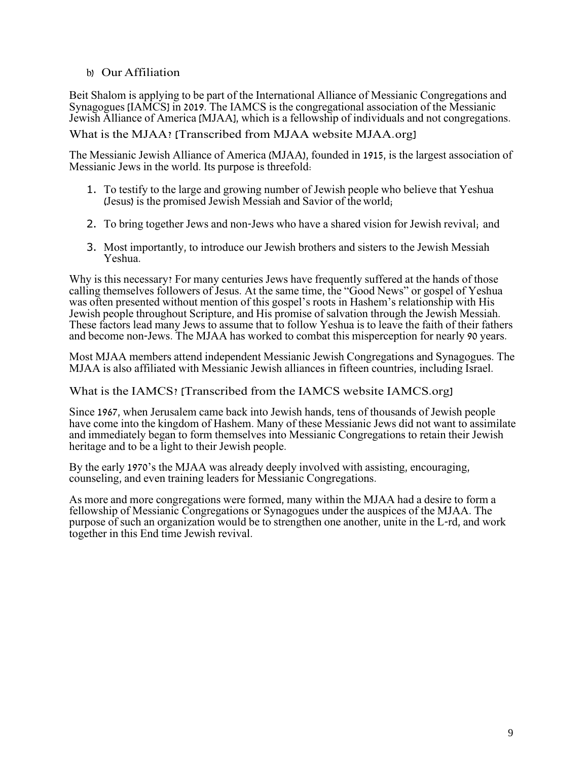b) Our Affiliation

Beit Shalom is applying to be part of the International Alliance of Messianic Congregations and Synagogues [IAMCS] in 2019. The IAMCS is the congregational association of the Messianic Jewish Alliance of America [MJAA], which is a fellowship of individuals and not congregations.

### What is the MJAA? [Transcribed from MJAA website MJAA.org]

The Messianic Jewish Alliance of America (MJAA), founded in 1915, is the largest association of Messianic Jews in the world. Its purpose is threefold:

1. To testify to the large and growing number of Jewish people who believe that Yeshua (Jesus) is the promised Jewish Messiah and Savior of the world;
2. To bring together Jews and non-Jews who have a shared vision for Jewish revival; and
3. Most importantly, to introduce our Jewish brothers and sisters to the Jewish Messiah Yeshua.

Why is this necessary? For many centuries Jews have frequently suffered at the hands of those calling themselves followers of Jesus. At the same time, the "Good News" or gospel of Yeshua was often presented without mention of this gospel's roots in Hashem's relationship with His Jewish people throughout Scripture, and His promise of salvation through the Jewish Messiah. These factors lead many Jews to assume that to follow Yeshua is to leave the faith of their fathers and become non-Jews. The MJAA has worked to combat this misperception for nearly 90 years.

Most MJAA members attend independent Messianic Jewish Congregations and Synagogues. The MJAA is also affiliated with Messianic Jewish alliances in fifteen countries, including Israel.

### What is the IAMCS? [Transcribed from the IAMCS website IAMCS.org]

Since 1967, when Jerusalem came back into Jewish hands, tens of thousands of Jewish people have come into the kingdom of Hashem. Many of these Messianic Jews did not want to assimilate and immediately began to form themselves into Messianic Congregations to retain their Jewish heritage and to be a light to their Jewish people.

By the early 1970's the MJAA was already deeply involved with assisting, encouraging, counseling, and even training leaders for Messianic Congregations.

As more and more congregations were formed, many within the MJAA had a desire to form a fellowship of Messianic Congregations or Synagogues under the auspices of the MJAA. The purpose of such an organization would be to strengthen one another, unite in the L-rd, and work together in this End time Jewish revival.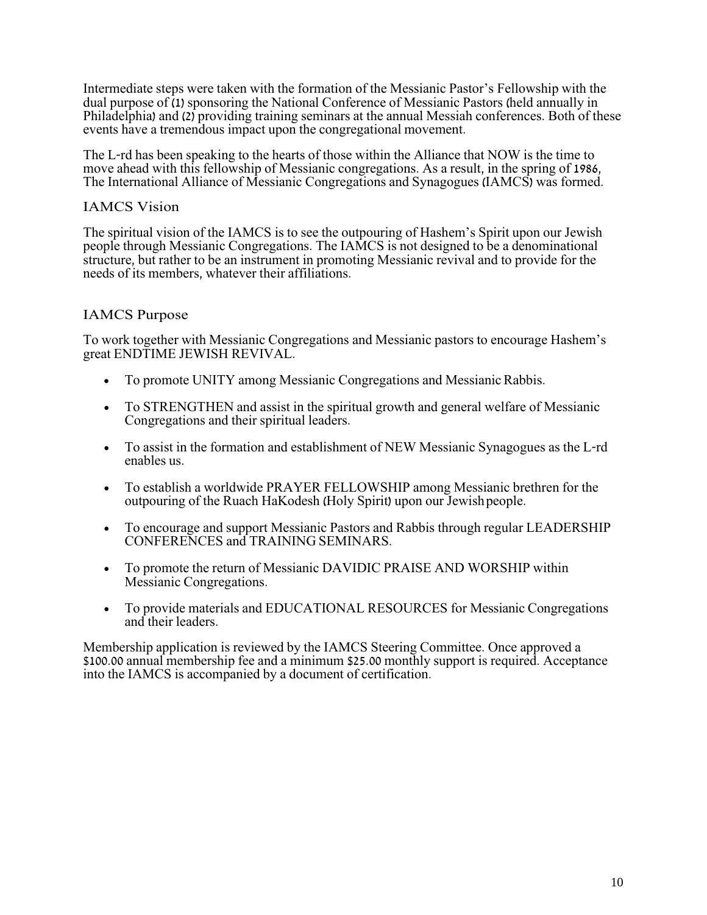Intermediate steps were taken with the formation of the Messianic Pastor's Fellowship with the dual purpose of (1) sponsoring the National Conference of Messianic Pastors (held annually in Philadelphia) and (2) providing training seminars at the annual Messiah conferences. Both of these events have a tremendous impact upon the congregational movement.

The L-rd has been speaking to the hearts of those within the Alliance that NOW is the time to move ahead with this fellowship of Messianic congregations. As a result, in the spring of 1986, The International Alliance of Messianic Congregations and Synagogues (IAMCS) was formed.

## IAMCS Vision

The spiritual vision of the IAMCS is to see the outpouring of Hashem's Spirit upon our Jewish people through Messianic Congregations. The IAMCS is not designed to be a denominational structure, but rather to be an instrument in promoting Messianic revival and to provide for the needs of its members, whatever their affiliations.

## IAMCS Purpose

To work together with Messianic Congregations and Messianic pastors to encourage Hashem's great ENDTIME JEWISH REVIVAL.

- To promote UNITY among Messianic Congregations and Messianic Rabbis.
- To STRENGTHEN and assist in the spiritual growth and general welfare of Messianic Congregations and their spiritual leaders.
- To assist in the formation and establishment of NEW Messianic Synagogues as the L-rd enables us.
- To establish a worldwide PRAYER FELLOWSHIP among Messianic brethren for the outpouring of the Ruach HaKodesh (Holy Spirit) upon our Jewish people.
- To encourage and support Messianic Pastors and Rabbis through regular LEADERSHIP CONFERENCES and TRAINING SEMINARS.
- To promote the return of Messianic DAVIDIC PRAISE AND WORSHIP within Messianic Congregations.
- To provide materials and EDUCATIONAL RESOURCES for Messianic Congregations and their leaders.

Membership application is reviewed by the IAMCS Steering Committee. Once approved a $100.00 annual membership fee and a minimum $25.00 monthly support is required. Acceptance into the IAMCS is accompanied by a document of certification.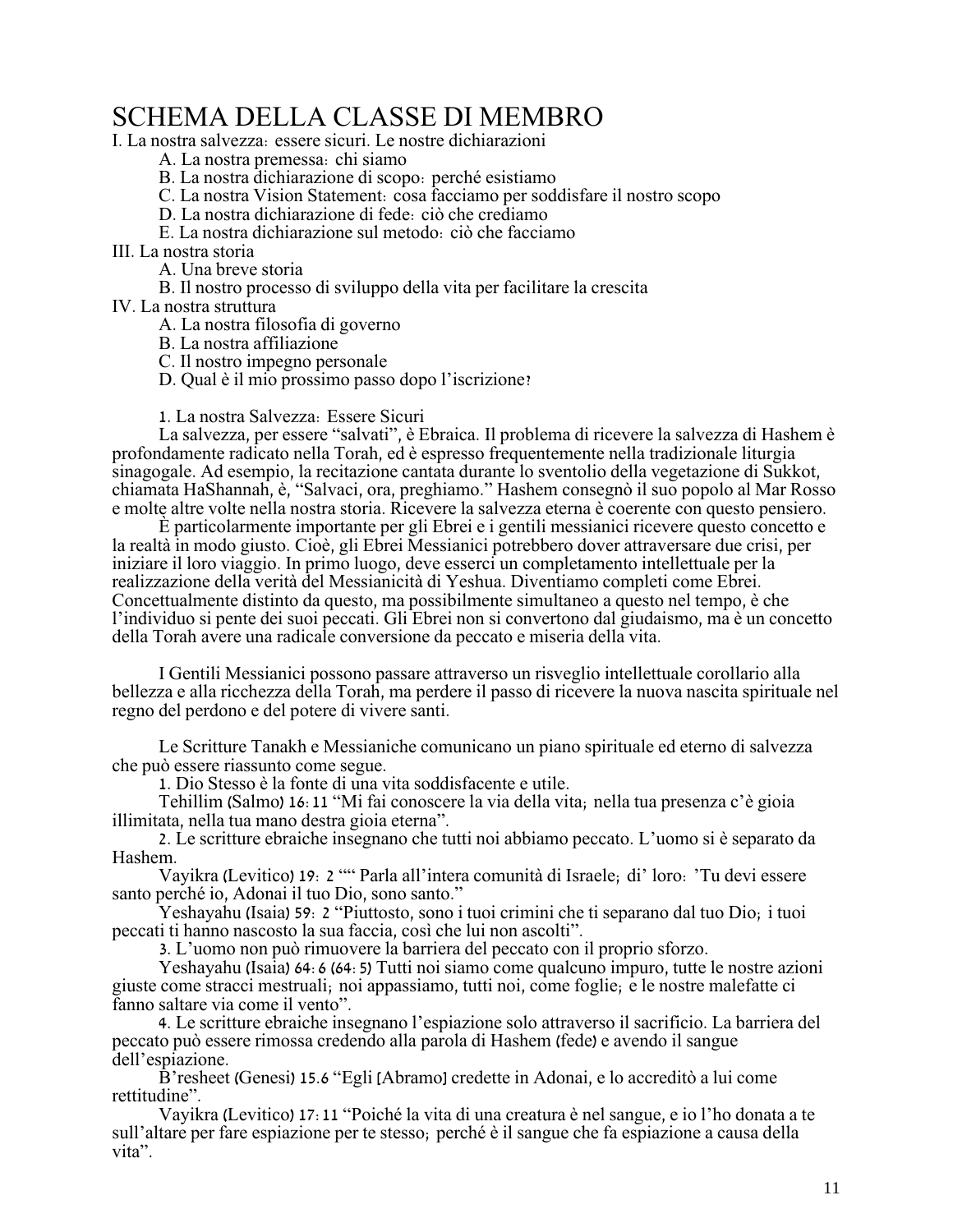# SCHEMA DELLA CLASSE DI MEMBRO

I. La nostra salvezza: essere sicuri. Le nostre dichiarazioni

- A. La nostra premessa: chi siamo
- B. La nostra dichiarazione di scopo: perché esistiamo
- C. La nostra Vision Statement: cosa facciamo per soddisfare il nostro scopo
- D. La nostra dichiarazione di fede: ciò che crediamo
- E. La nostra dichiarazione sul metodo: ciò che facciamo

III. La nostra storia

- A. Una breve storia
- B. Il nostro processo di sviluppo della vita per facilitare la crescita

IV. La nostra struttura

- A. La nostra filosofia di governo
- B. La nostra affiliazione
- C. Il nostro impegno personale
- D. Qual è il mio prossimo passo dopo l'iscrizione?

1. La nostra Salvezza: Essere Sicuri

La salvezza, per essere "salvati", è Ebraica. Il problema di ricevere la salvezza di Hashem è profondamente radicato nella Torah, ed è espresso frequentemente nella tradizionale liturgia sinagogale. Ad esempio, la recitazione cantata durante lo sventolio della vegetazione di Sukkot, chiamata HaShannah, è, "Salvaci, ora, preghiamo." Hashem consegnò il suo popolo al Mar Rosso e molte altre volte nella nostra storia. Ricevere la salvezza eterna è coerente con questo pensiero.

È particolarmente importante per gli Ebrei e i gentili messianici ricevere questo concetto e la realtà in modo giusto. Cioè, gli Ebrei Messianici potrebbero dover attraversare due crisi, per iniziare il loro viaggio. In primo luogo, deve esserci un completamento intellettuale per la realizzazione della verità del Messianicità di Yeshua. Diventiamo completi come Ebrei. Concettualmente distinto da questo, ma possibilmente simultaneo a questo nel tempo, è che l'individuo si pente dei suoi peccati. Gli Ebrei non si convertono dal giudaismo, ma è un concetto della Torah avere una radicale conversione da peccato e miseria della vita.

I Gentili Messianici possono passare attraverso un risveglio intellettuale corollario alla bellezza e alla ricchezza della Torah, ma perdere il passo di ricevere la nuova nascita spirituale nel regno del perdono e del potere di vivere santi.

Le Scritture Tanakh e Messianiche comunicano un piano spirituale ed eterno di salvezza che può essere riassunto come segue.

1. Dio Stesso è la fonte di una vita soddisfacente e utile.

Tehillim (Salmo) 16:11 "Mi fai conoscere la via della vita; nella tua presenza c'è gioia illimitata, nella tua mano destra gioia eterna".

2. Le scritture ebraiche insegnano che tutti noi abbiamo peccato. L'uomo si è separato da Hashem.

Vayikra (Levitico) 19: 2 "" Parla all'intera comunità di Israele; di' loro: 'Tu devi essere santo perché io, Adonai il tuo Dio, sono santo."

Yeshayahu (Isaia) 59: 2 "Piuttosto, sono i tuoi crimini che ti separano dal tuo Dio; i tuoi peccati ti hanno nascosto la sua faccia, così che lui non ascolti".

3. L'uomo non può rimuovere la barriera del peccato con il proprio sforzo.

Yeshayahu (Isaia) 64:6 (64:5) Tutti noi siamo come qualcuno impuro, tutte le nostre azioni giuste come stracci mestruali; noi appassiamo, tutti noi, come foglie; e le nostre malefatte ci fanno saltare via come il vento".

4. Le scritture ebraiche insegnano l'espiazione solo attraverso il sacrificio. La barriera del peccato può essere rimossa credendo alla parola di Hashem (fede) e avendo il sangue dell'espiazione.

B'resheet (Genesi) 15.6 "Egli [Abramo] credette in Adonai, e lo accreditò a lui come rettitudine".

Vayikra (Levitico) 17:11 "Poiché la vita di una creatura è nel sangue, e io l'ho donata a te sull'altare per fare espiazione per te stesso; perché è il sangue che fa espiazione a causa della vita".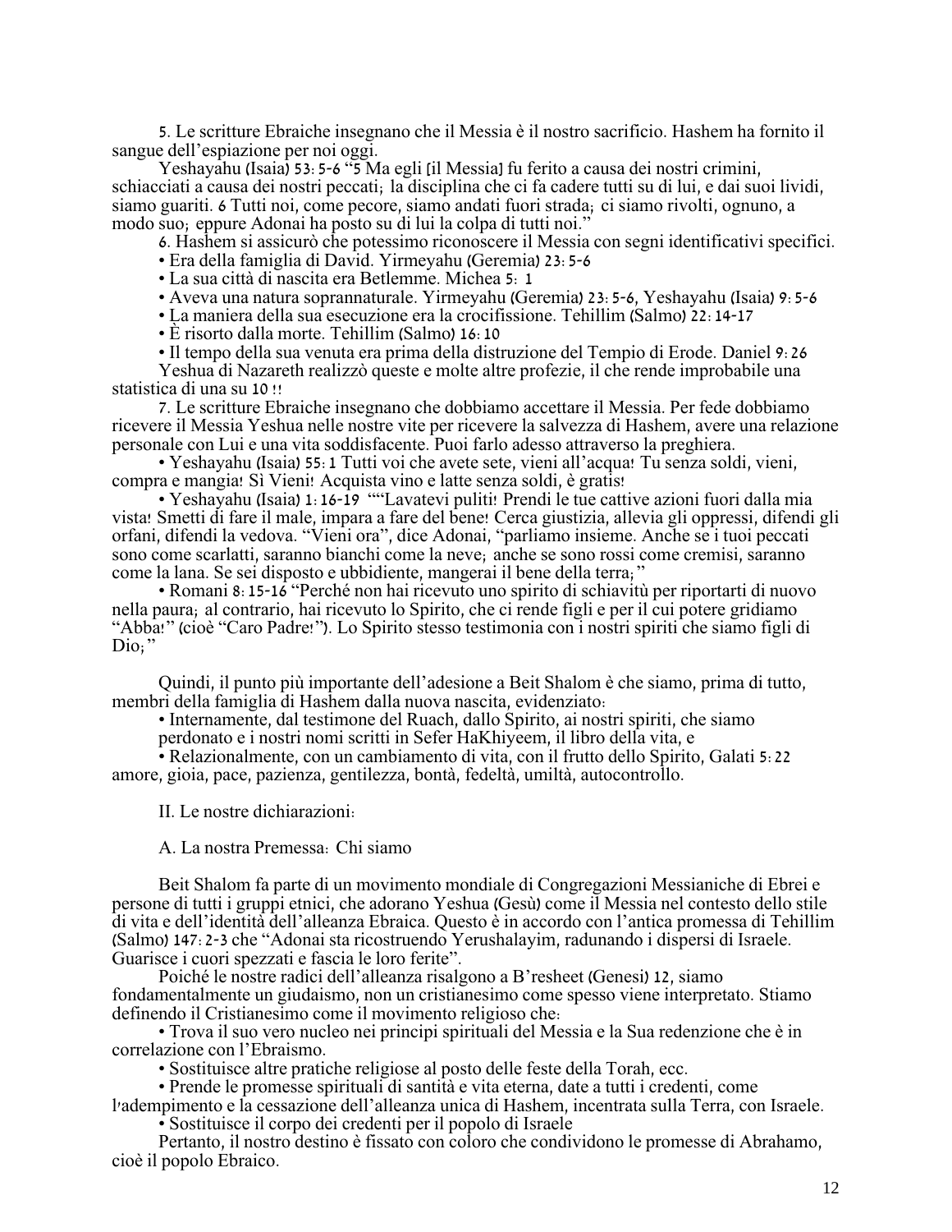5. Le scritture Ebraiche insegnano che il Messia è il nostro sacrificio. Hashem ha fornito il sangue dell'espiazione per noi oggi.

Yeshayahu (Isaia) 53:5-6 "5 Ma egli [il Messia] fu ferito a causa dei nostri crimini, schiacciati a causa dei nostri peccati; la disciplina che ci fa cadere tutti su di lui, e dai suoi lividi, siamo guariti. 6 Tutti noi, come pecore, siamo andati fuori strada; ci siamo rivolti, ognuno, a modo suo; eppure Adonai ha posto su di lui la colpa di tutti noi."

6. Hashem si assicurò che potessimo riconoscere il Messia con segni identificativi specifici.

- Era della famiglia di David. Yirmeyahu (Geremia) 23:5-6
- La sua città di nascita era Betlemme. Michea 5: 1
- Aveva una natura soprannaturale. Yirmeyahu (Geremia) 23:5-6, Yeshayahu (Isaia) 9:5-6
- La maniera della sua esecuzione era la crocifissione. Tehillim (Salmo) 22:14-17
- È risorto dalla morte. Tehillim (Salmo) 16:10
- Il tempo della sua venuta era prima della distruzione del Tempio di Erode. Daniel 9:26

Yeshua di Nazareth realizzò queste e molte altre profezie, il che rende improbabile una statistica di una su 10 !!

7. Le scritture Ebraiche insegnano che dobbiamo accettare il Messia. Per fede dobbiamo ricevere il Messia Yeshua nelle nostre vite per ricevere la salvezza di Hashem, avere una relazione personale con Lui e una vita soddisfacente. Puoi farlo adesso attraverso la preghiera.

- Yeshayahu (Isaia) 55:1 Tutti voi che avete sete, vieni all'acqua! Tu senza soldi, vieni, compra e mangia! Sì Vieni! Acquista vino e latte senza soldi, è gratis!
- Yeshayahu (Isaia) 1:16-19 ""Lavatevi puliti! Prendi le tue cattive azioni fuori dalla mia vista! Smetti di fare il male, impara a fare del bene! Cerca giustizia, allevia gli oppressi, difendi gli orfani, difendi la vedova. "Vieni ora", dice Adonai, "parliamo insieme. Anche se i tuoi peccati sono come scarlatti, saranno bianchi come la neve; anche se sono rossi come cremisi, saranno come la lana. Se sei disposto e ubbidiente, mangerai il bene della terra;"
- Romani 8:15-16 "Perché non hai ricevuto uno spirito di schiavitù per riportarti di nuovo nella paura; al contrario, hai ricevuto lo Spirito, che ci rende figli e per il cui potere gridiamo "Abba!" (cioè "Caro Padre!"). Lo Spirito stesso testimonia con i nostri spiriti che siamo figli di Dio;"

Quindi, il punto più importante dell'adesione a Beit Shalom è che siamo, prima di tutto, membri della famiglia di Hashem dalla nuova nascita, evidenziato:

- Internamente, dal testimone del Ruach, dallo Spirito, ai nostri spiriti, che siamo perdonato e i nostri nomi scritti in Sefer HaKhiyeem, il libro della vita, e
- Relazionalmente, con un cambiamento di vita, con il frutto dello Spirito, Galati 5:22 amore, gioia, pace, pazienza, gentilezza, bontà, fedeltà, umiltà, autocontrollo.

## II. Le nostre dichiarazioni:

### A. La nostra Premessa: Chi siamo

Beit Shalom fa parte di un movimento mondiale di Congregazioni Messianiche di Ebrei e persone di tutti i gruppi etnici, che adorano Yeshua (Gesù) come il Messia nel contesto dello stile di vita e dell'identità dell'alleanza Ebraica. Questo è in accordo con l'antica promessa di Tehillim (Salmo) 147:2-3 che "Adonai sta ricostruendo Yerushalayim, radunando i dispersi di Israele. Guarisce i cuori spezzati e fascia le loro ferite".

Poiché le nostre radici dell'alleanza risalgono a B'resheet (Genesi) 12, siamo fondamentalmente un giudaismo, non un cristianesimo come spesso viene interpretato. Stiamo definendo il Cristianesimo come il movimento religioso che:

- Trova il suo vero nucleo nei principi spirituali del Messia e la Sua redenzione che è in correlazione con l'Ebraismo.
- Sostituisce altre pratiche religiose al posto delle feste della Torah, ecc.
- Prende le promesse spirituali di santità e vita eterna, date a tutti i credenti, come l'adempimento e la cessazione dell'alleanza unica di Hashem, incentrata sulla Terra, con Israele.
- Sostituisce il corpo dei credenti per il popolo di Israele

Pertanto, il nostro destino è fissato con coloro che condividono le promesse di Abrahamo, cioè il popolo Ebraico.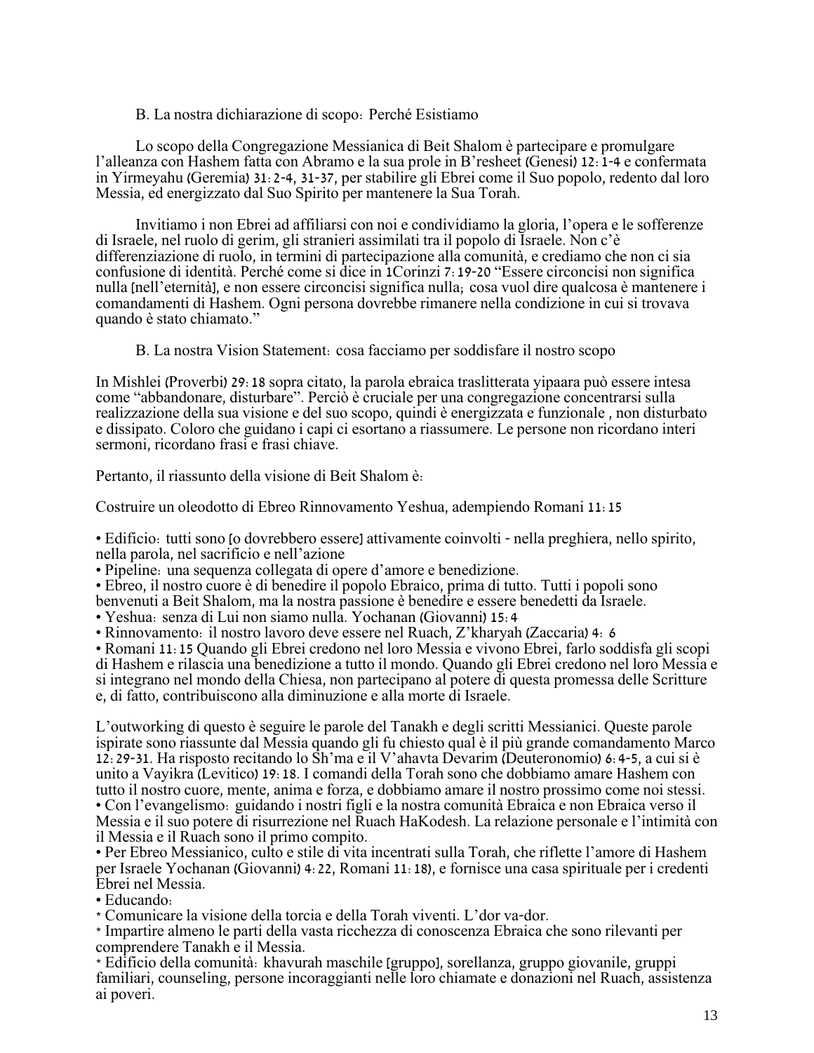B. La nostra dichiarazione di scopo: Perché Esistiamo

Lo scopo della Congregazione Messianica di Beit Shalom è partecipare e promulgare l'alleanza con Hashem fatta con Abramo e la sua prole in B'resheet (Genesi) 12:1-4 e confermata in Yirmeyahu (Geremia) 31:2-4, 31-37, per stabilire gli Ebrei come il Suo popolo, redento dal loro Messia, ed energizzato dal Suo Spirito per mantenere la Sua Torah.

Invitiamo i non Ebrei ad affiliarsi con noi e condividiamo la gloria, l'opera e le sofferenze di Israele, nel ruolo di gerim, gli stranieri assimilati tra il popolo di Israele. Non c'è differenziazione di ruolo, in termini di partecipazione alla comunità, e crediamo che non ci sia confusione di identità. Perché come si dice in 1Corinzi 7:19-20 "Essere circoncisi non significa nulla [nell'eternità], e non essere circoncisi significa nulla; cosa vuol dire qualcosa è mantenere i comandamenti di Hashem. Ogni persona dovrebbe rimanere nella condizione in cui si trovava quando è stato chiamato."

B. La nostra Vision Statement: cosa facciamo per soddisfare il nostro scopo

In Mishlei (Proverbi) 29:18 sopra citato, la parola ebraica traslitterata yipaara può essere intesa come "abbandonare, disturbare". Perciò è cruciale per una congregazione concentrarsi sulla realizzazione della sua visione e del suo scopo, quindi è energizzata e funzionale , non disturbato e dissipato. Coloro che guidano i capi ci esortano a riassumere. Le persone non ricordano interi sermoni, ricordano frasi e frasi chiave.

Pertanto, il riassunto della visione di Beit Shalom è:

Costruire un oleodotto di Ebreo Rinnovamento Yeshua, adempiendo Romani 11:15

- Edificio: tutti sono [o dovrebbero essere] attivamente coinvolti - nella preghiera, nello spirito, nella parola, nel sacrificio e nell'azione
- Pipeline: una sequenza collegata di opere d'amore e benedizione.
- Ebreo, il nostro cuore è di benedire il popolo Ebraico, prima di tutto. Tutti i popoli sono benvenuti a Beit Shalom, ma la nostra passione è benedire e essere benedetti da Israele.
- Yeshua: senza di Lui non siamo nulla. Yochanan (Giovanni) 15:4
- Rinnovamento: il nostro lavoro deve essere nel Ruach, Z'kharyah (Zaccaria) 4: 6
- Romani 11:15 Quando gli Ebrei credono nel loro Messia e vivono Ebrei, farlo soddisfa gli scopi di Hashem e rilascia una benedizione a tutto il mondo. Quando gli Ebrei credono nel loro Messia e si integrano nel mondo della Chiesa, non partecipano al potere di questa promessa delle Scritture e, di fatto, contribuiscono alla diminuzione e alla morte di Israele.

L'outworking di questo è seguire le parole del Tanakh e degli scritti Messianici. Queste parole ispirate sono riassunte dal Messia quando gli fu chiesto qual è il più grande comandamento Marco 12:29-31. Ha risposto recitando lo Sh'ma e il V'ahavta Devarim (Deuteronomio) 6:4-5, a cui si è unito a Vayikra (Levitico) 19:18. I comandi della Torah sono che dobbiamo amare Hashem con tutto il nostro cuore, mente, anima e forza, e dobbiamo amare il nostro prossimo come noi stessi.

- Con l'evangelismo: guidando i nostri figli e la nostra comunità Ebraica e non Ebraica verso il Messia e il suo potere di risurrezione nel Ruach HaKodesh. La relazione personale e l'intimità con il Messia e il Ruach sono il primo compito.
- Per Ebreo Messianico, culto e stile di vita incentrati sulla Torah, che riflette l'amore di Hashem per Israele Yochanan (Giovanni) 4:22, Romani 11:18), e fornisce una casa spirituale per i credenti Ebrei nel Messia.
- Educando:

* Comunicare la visione della torcia e della Torah viventi. L'dor va-dor.
* Impartire almeno le parti della vasta ricchezza di conoscenza Ebraica che sono rilevanti per comprendere Tanakh e il Messia.
* Edificio della comunità: khavurah maschile [gruppo], sorellanza, gruppo giovanile, gruppi familiari, counseling, persone incoraggianti nelle loro chiamate e donazioni nel Ruach, assistenza ai poveri.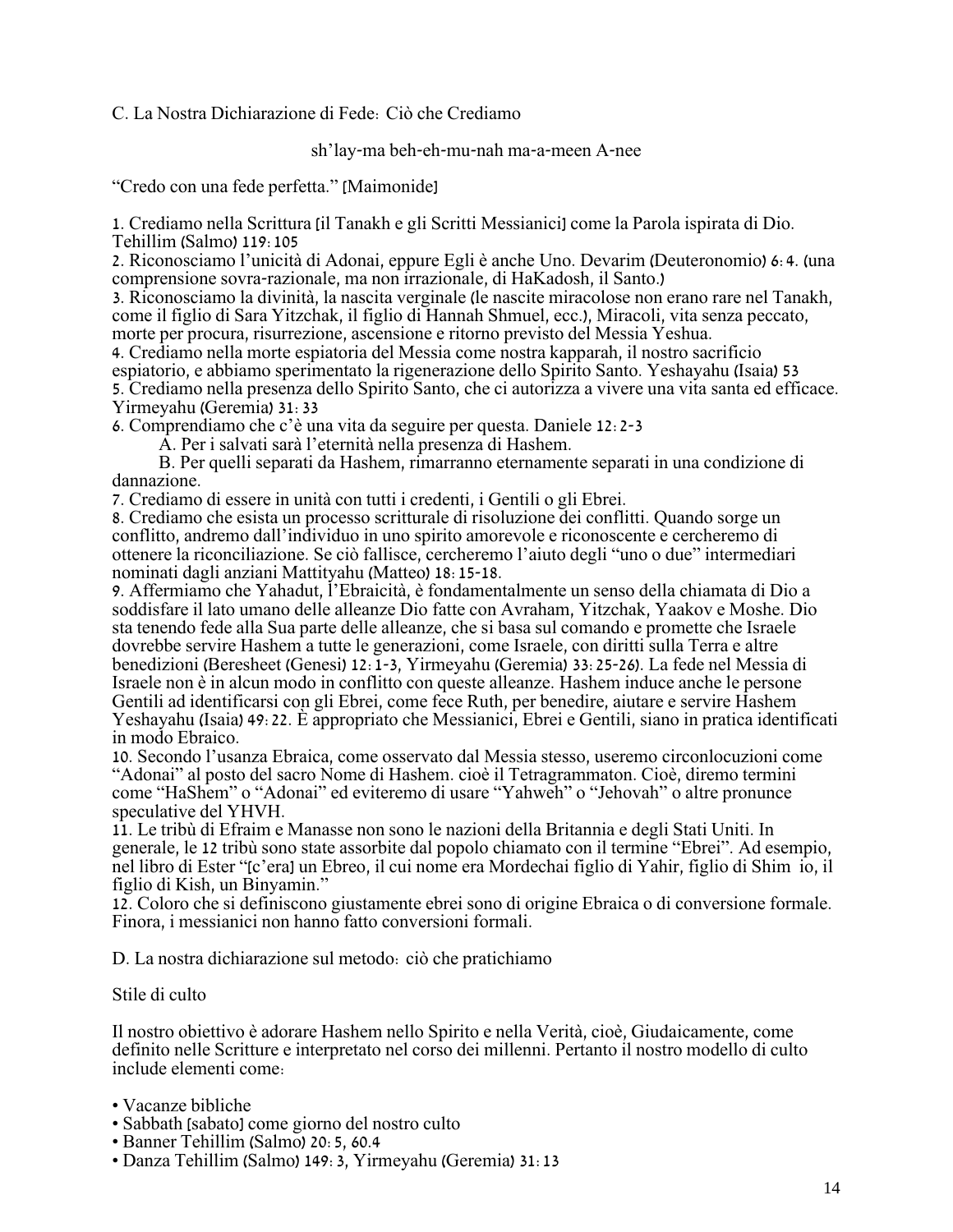C. La Nostra Dichiarazione di Fede: Ciò che Crediamo

sh'lay-ma beh-eh-mu-nah ma-a-meen A-nee

"Credo con una fede perfetta." [Maimonide]

1. Crediamo nella Scrittura [il Tanakh e gli Scritti Messianici] come la Parola ispirata di Dio. Tehillim (Salmo) 119: 105
2. Riconosciamo l'unicità di Adonai, eppure Egli è anche Uno. Devarim (Deuteronomio) 6: 4. (una comprensione sovra-razionale, ma non irrazionale, di HaKadosh, il Santo.)
3. Riconosciamo la divinità, la nascita verginale (le nascite miracolose non erano rare nel Tanakh, come il figlio di Sara Yitzchak, il figlio di Hannah Shmuel, ecc.), Miracoli, vita senza peccato, morte per procura, risurrezione, ascensione e ritorno previsto del Messia Yeshua.
4. Crediamo nella morte espiatoria del Messia come nostra kapparah, il nostro sacrificio espiatorio, e abbiamo sperimentato la rigenerazione dello Spirito Santo. Yeshayahu (Isaia) 53
5. Crediamo nella presenza dello Spirito Santo, che ci autorizza a vivere una vita santa ed efficace. Yirmeyahu (Geremia) 31: 33
6. Comprendiamo che c'è una vita da seguire per questa. Daniele 12: 2-3
   A. Per i salvati sarà l'eternità nella presenza di Hashem.
   B. Per quelli separati da Hashem, rimarranno eternamente separati in una condizione di dannazione.
7. Crediamo di essere in unità con tutti i credenti, i Gentili o gli Ebrei.
8. Crediamo che esista un processo scritturale di risoluzione dei conflitti. Quando sorge un conflitto, andremo dall'individuo in uno spirito amorevole e riconoscente e cercheremo di ottenere la riconciliazione. Se ciò fallisce, cercheremo l'aiuto degli "uno o due" intermediari nominati dagli anziani Mattityahu (Matteo) 18: 15-18.
9. Affermiamo che Yahadut, l'Ebraicità, è fondamentalmente un senso della chiamata di Dio a soddisfare il lato umano delle alleanze Dio fatte con Avraham, Yitzchak, Yaakov e Moshe. Dio sta tenendo fede alla Sua parte delle alleanze, che si basa sul comando e promette che Israele dovrebbe servire Hashem a tutte le generazioni, come Israele, con diritti sulla Terra e altre benedizioni (Beresheet (Genesi) 12: 1-3, Yirmeyahu (Geremia) 33: 25-26). La fede nel Messia di Israele non è in alcun modo in conflitto con queste alleanze. Hashem induce anche le persone Gentili ad identificarsi con gli Ebrei, come fece Ruth, per benedire, aiutare e servire Hashem Yeshayahu (Isaia) 49: 22. È appropriato che Messianici, Ebrei e Gentili, siano in pratica identificati in modo Ebraico.
10. Secondo l'usanza Ebraica, come osservato dal Messia stesso, useremo circonlocuzioni come "Adonai" al posto del sacro Nome di Hashem. cioè il Tetragrammaton. Cioè, diremo termini come "HaShem" o "Adonai" ed eviteremo di usare "Yahweh" o "Jehovah" o altre pronunce speculative del YHVH.
11. Le tribù di Efraim e Manasse non sono le nazioni della Britannia e degli Stati Uniti. In generale, le 12 tribù sono state assorbite dal popolo chiamato con il termine "Ebrei". Ad esempio, nel libro di Ester "[c'era] un Ebreo, il cui nome era Mordechai figlio di Yahir, figlio di Shim io, il figlio di Kish, un Binyamin."
12. Coloro che si definiscono giustamente ebrei sono di origine Ebraica o di conversione formale. Finora, i messianici non hanno fatto conversioni formali.

D. La nostra dichiarazione sul metodo: ciò che pratichiamo

Stile di culto

Il nostro obiettivo è adorare Hashem nello Spirito e nella Verità, cioè, Giudaicamente, come definito nelle Scritture e interpretato nel corso dei millenni. Pertanto il nostro modello di culto include elementi come:

- Vacanze bibliche
- Sabbath [sabato] come giorno del nostro culto
- Banner Tehillim (Salmo) 20: 5, 60.4
- Danza Tehillim (Salmo) 149: 3, Yirmeyahu (Geremia) 31: 13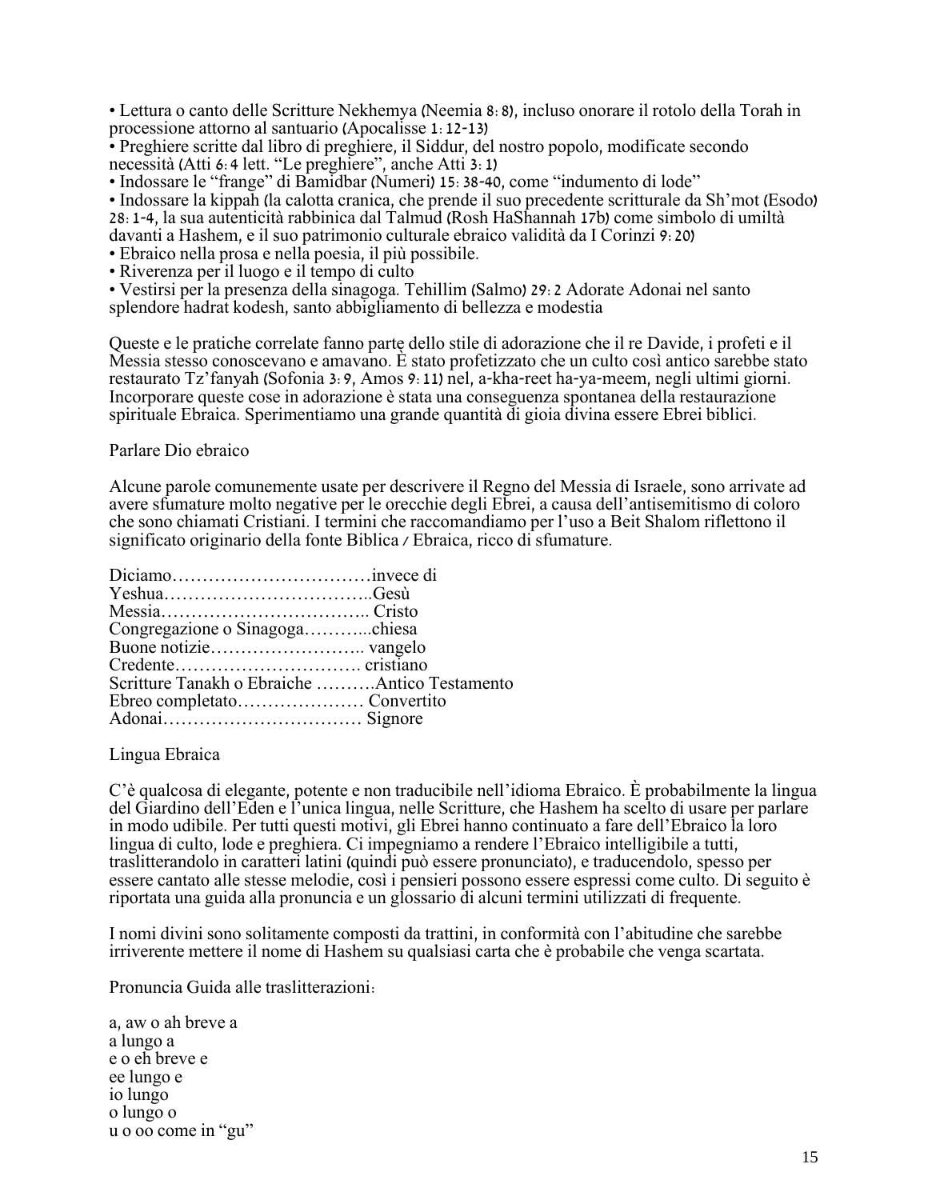- Lettura o canto delle Scritture Nekhemya (Neemia 8: 8), incluso onorare il rotolo della Torah in processione attorno al santuario (Apocalisse 1: 12-13)
- Preghiere scritte dal libro di preghiere, il Siddur, del nostro popolo, modificate secondo necessità (Atti 6: 4 lett. "Le preghiere", anche Atti 3: 1)
- Indossare le "frange" di Bamidbar (Numeri) 15: 38-40, come "indumento di lode"
- Indossare la kippah (la calotta cranica, che prende il suo precedente scritturale da Sh'mot (Esodo) 28: 1-4, la sua autenticità rabbinica dal Talmud (Rosh HaShannah 17b) come simbolo di umiltà davanti a Hashem, e il suo patrimonio culturale ebraico validità da I Corinzi 9: 20)
- Ebraico nella prosa e nella poesia, il più possibile.
- Riverenza per il luogo e il tempo di culto
- Vestirsi per la presenza della sinagoga. Tehillim (Salmo) 29: 2 Adorate Adonai nel santo splendore hadrat kodesh, santo abbigliamento di bellezza e modestia

Queste e le pratiche correlate fanno parte dello stile di adorazione che il re Davide, i profeti e il Messia stesso conoscevano e amavano. È stato profetizzato che un culto così antico sarebbe stato restaurato Tz'fanyah (Sofonia 3: 9, Amos 9: 11) nel, a-kha-reet ha-ya-meem, negli ultimi giorni. Incorporare queste cose in adorazione è stata una conseguenza spontanea della restaurazione spirituale Ebraica. Sperimentiamo una grande quantità di gioia divina essere Ebrei biblici.

Parlare Dio ebraico

Alcune parole comunemente usate per descrivere il Regno del Messia di Israele, sono arrivate ad avere sfumature molto negative per le orecchie degli Ebrei, a causa dell'antisemitismo di coloro che sono chiamati Cristiani. I termini che raccomandiamo per l'uso a Beit Shalom riflettono il significato originario della fonte Biblica / Ebraica, ricco di sfumature.

Diciamo……………………………invece di
Yeshua……………………………..Gesù
Messia…………………………….. Cristo
Congregazione o Sinagoga………...chiesa
Buone notizie…………………….. vangelo
Credente…………………………. cristiano
Scritture Tanakh o Ebraiche ……….Antico Testamento
Ebreo completato………………… Convertito
Adonai…………………………… Signore

Lingua Ebraica

C'è qualcosa di elegante, potente e non traducibile nell'idioma Ebraico. È probabilmente la lingua del Giardino dell'Eden e l'unica lingua, nelle Scritture, che Hashem ha scelto di usare per parlare in modo udibile. Per tutti questi motivi, gli Ebrei hanno continuato a fare dell'Ebraico la loro lingua di culto, lode e preghiera. Ci impegniamo a rendere l'Ebraico intelligibile a tutti, traslitterandolo in caratteri latini (quindi può essere pronunciato), e traducendolo, spesso per essere cantato alle stesse melodie, così i pensieri possono essere espressi come culto. Di seguito è riportata una guida alla pronuncia e un glossario di alcuni termini utilizzati di frequente.

I nomi divini sono solitamente composti da trattini, in conformità con l'abitudine che sarebbe irriverente mettere il nome di Hashem su qualsiasi carta che è probabile che venga scartata.

Pronuncia Guida alle traslitterazioni:

a, aw o ah breve a
a lungo a
e o eh breve e
ee lungo e
io lungo
o lungo o
u o oo come in "gu"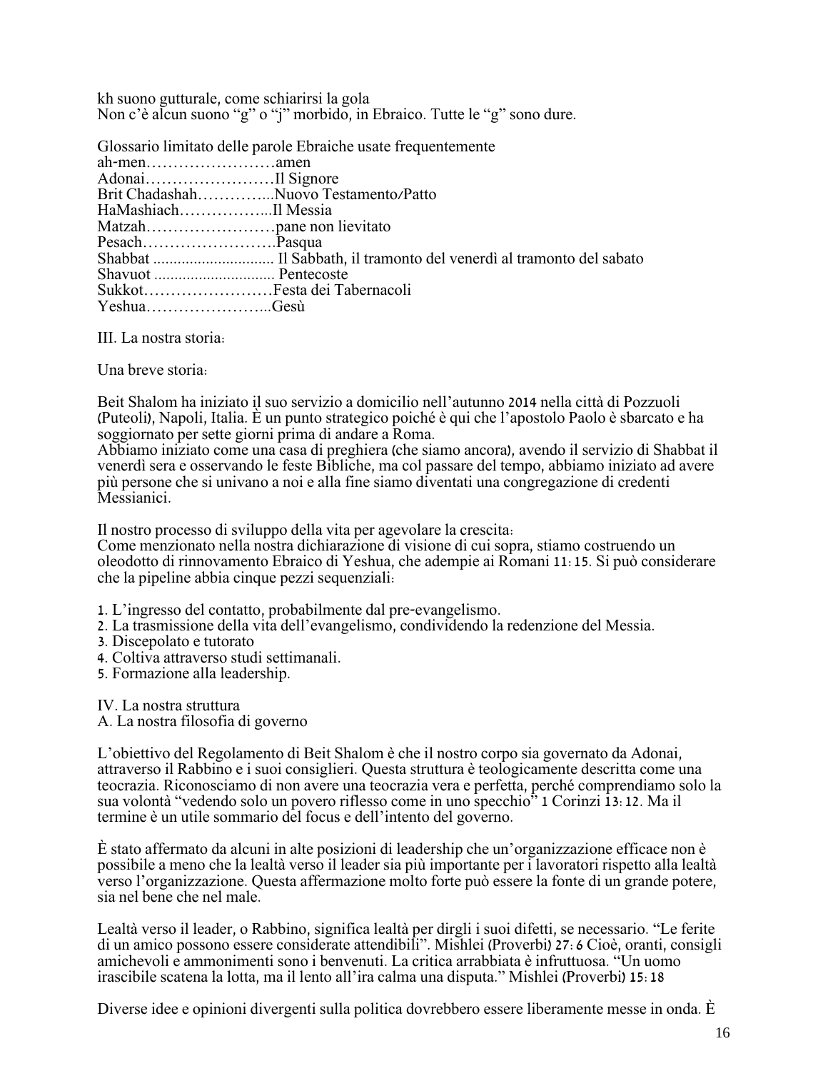kh suono gutturale, come schiarirsi la gola
Non c'è alcun suono "g" o "j" morbido, in Ebraico. Tutte le "g" sono dure.

Glossario limitato delle parole Ebraiche usate frequentemente

ah-men……………………amen
Adonai……………………Il Signore
Brit Chadashah…………...Nuovo Testamento/Patto
HaMashiach……………...Il Messia
Matzah……………………pane non lievitato
Pesach…………………….Pasqua
Shabbat ............................ Il Sabbath, il tramonto del venerdì al tramonto del sabato
Shavuot ............................ Pentecoste
Sukkot……………………Festa dei Tabernacoli
Yeshua…………………...Gesù

III. La nostra storia:

Una breve storia:

Beit Shalom ha iniziato il suo servizio a domicilio nell'autunno 2014 nella città di Pozzuoli (Puteoli), Napoli, Italia. È un punto strategico poiché è qui che l'apostolo Paolo è sbarcato e ha soggiornato per sette giorni prima di andare a Roma.
Abbiamo iniziato come una casa di preghiera (che siamo ancora), avendo il servizio di Shabbat il venerdì sera e osservando le feste Bibliche, ma col passare del tempo, abbiamo iniziato ad avere più persone che si univano a noi e alla fine siamo diventati una congregazione di credenti Messianici.

Il nostro processo di sviluppo della vita per agevolare la crescita:
Come menzionato nella nostra dichiarazione di visione di cui sopra, stiamo costruendo un oleodotto di rinnovamento Ebraico di Yeshua, che adempie ai Romani 11:15. Si può considerare che la pipeline abbia cinque pezzi sequenziali:

1. L'ingresso del contatto, probabilmente dal pre-evangelismo.
2. La trasmissione della vita dell'evangelismo, condividendo la redenzione del Messia.
3. Discepolato e tutorato
4. Coltiva attraverso studi settimanali.
5. Formazione alla leadership.

IV. La nostra struttura
A. La nostra filosofia di governo

L'obiettivo del Regolamento di Beit Shalom è che il nostro corpo sia governato da Adonai, attraverso il Rabbino e i suoi consiglieri. Questa struttura è teologicamente descritta come una teocrazia. Riconosciamo di non avere una teocrazia vera e perfetta, perché comprendiamo solo la sua volontà "vedendo solo un povero riflesso come in uno specchio" 1 Corinzi 13:12. Ma il termine è un utile sommario del focus e dell'intento del governo.

È stato affermato da alcuni in alte posizioni di leadership che un'organizzazione efficace non è possibile a meno che la lealtà verso il leader sia più importante per i lavoratori rispetto alla lealtà verso l'organizzazione. Questa affermazione molto forte può essere la fonte di un grande potere, sia nel bene che nel male.

Lealtà verso il leader, o Rabbino, significa lealtà per dirgli i suoi difetti, se necessario. "Le ferite di un amico possono essere considerate attendibili". Mishlei (Proverbi) 27:6 Cioè, oranti, consigli amichevoli e ammonimenti sono i benvenuti. La critica arrabbiata è infruttuosa. "Un uomo irascibile scatena la lotta, ma il lento all'ira calma una disputa." Mishlei (Proverbi) 15:18

Diverse idee e opinioni divergenti sulla politica dovrebbero essere liberamente messe in onda. È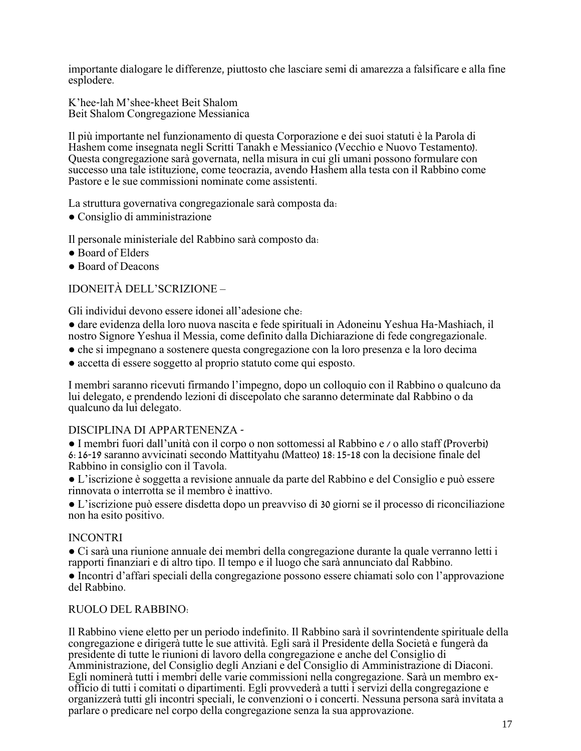importante dialogare le differenze, piuttosto che lasciare semi di amarezza a falsificare e alla fine esplodere.

K'hee-lah M'shee-kheet Beit Shalom
Beit Shalom Congregazione Messianica

Il più importante nel funzionamento di questa Corporazione e dei suoi statuti è la Parola di Hashem come insegnata negli Scritti Tanakh e Messianico (Vecchio e Nuovo Testamento). Questa congregazione sarà governata, nella misura in cui gli umani possono formulare con successo una tale istituzione, come teocrazia, avendo Hashem alla testa con il Rabbino come Pastore e le sue commissioni nominate come assistenti.

La struttura governativa congregazionale sarà composta da:

- Consiglio di amministrazione

Il personale ministeriale del Rabbino sarà composto da:

- Board of Elders
- Board of Deacons

IDONEITÀ DELL'SCRIZIONE –

Gli individui devono essere idonei all'adesione che:

- dare evidenza della loro nuova nascita e fede spirituali in Adoneinu Yeshua Ha-Mashiach, il nostro Signore Yeshua il Messia, come definito dalla Dichiarazione di fede congregazionale.
- che si impegnano a sostenere questa congregazione con la loro presenza e la loro decima
- accetta di essere soggetto al proprio statuto come qui esposto.

I membri saranno ricevuti firmando l'impegno, dopo un colloquio con il Rabbino o qualcuno da lui delegato, e prendendo lezioni di discepolato che saranno determinate dal Rabbino o da qualcuno da lui delegato.

DISCIPLINA DI APPARTENENZA -

- I membri fuori dall'unità con il corpo o non sottomessi al Rabbino e / o allo staff (Proverbi) 6: 16-19 saranno avvicinati secondo Mattityahu (Matteo) 18: 15-18 con la decisione finale del Rabbino in consiglio con il Tavola.
- L'iscrizione è soggetta a revisione annuale da parte del Rabbino e del Consiglio e può essere rinnovata o interrotta se il membro è inattivo.
- L'iscrizione può essere disdetta dopo un preavviso di 30 giorni se il processo di riconciliazione non ha esito positivo.

INCONTRI

- Ci sarà una riunione annuale dei membri della congregazione durante la quale verranno letti i rapporti finanziari e di altro tipo. Il tempo e il luogo che sarà annunciato dal Rabbino.
- Incontri d'affari speciali della congregazione possono essere chiamati solo con l'approvazione del Rabbino.

RUOLO DEL RABBINO:

Il Rabbino viene eletto per un periodo indefinito. Il Rabbino sarà il sovrintendente spirituale della congregazione e dirigerà tutte le sue attività. Egli sarà il Presidente della Società e fungerà da presidente di tutte le riunioni di lavoro della congregazione e anche del Consiglio di Amministrazione, del Consiglio degli Anziani e del Consiglio di Amministrazione di Diaconi. Egli nominerà tutti i membri delle varie commissioni nella congregazione. Sarà un membro ex-officio di tutti i comitati o dipartimenti. Egli provvederà a tutti i servizi della congregazione e organizzerà tutti gli incontri speciali, le convenzioni o i concerti. Nessuna persona sarà invitata a parlare o predicare nel corpo della congregazione senza la sua approvazione.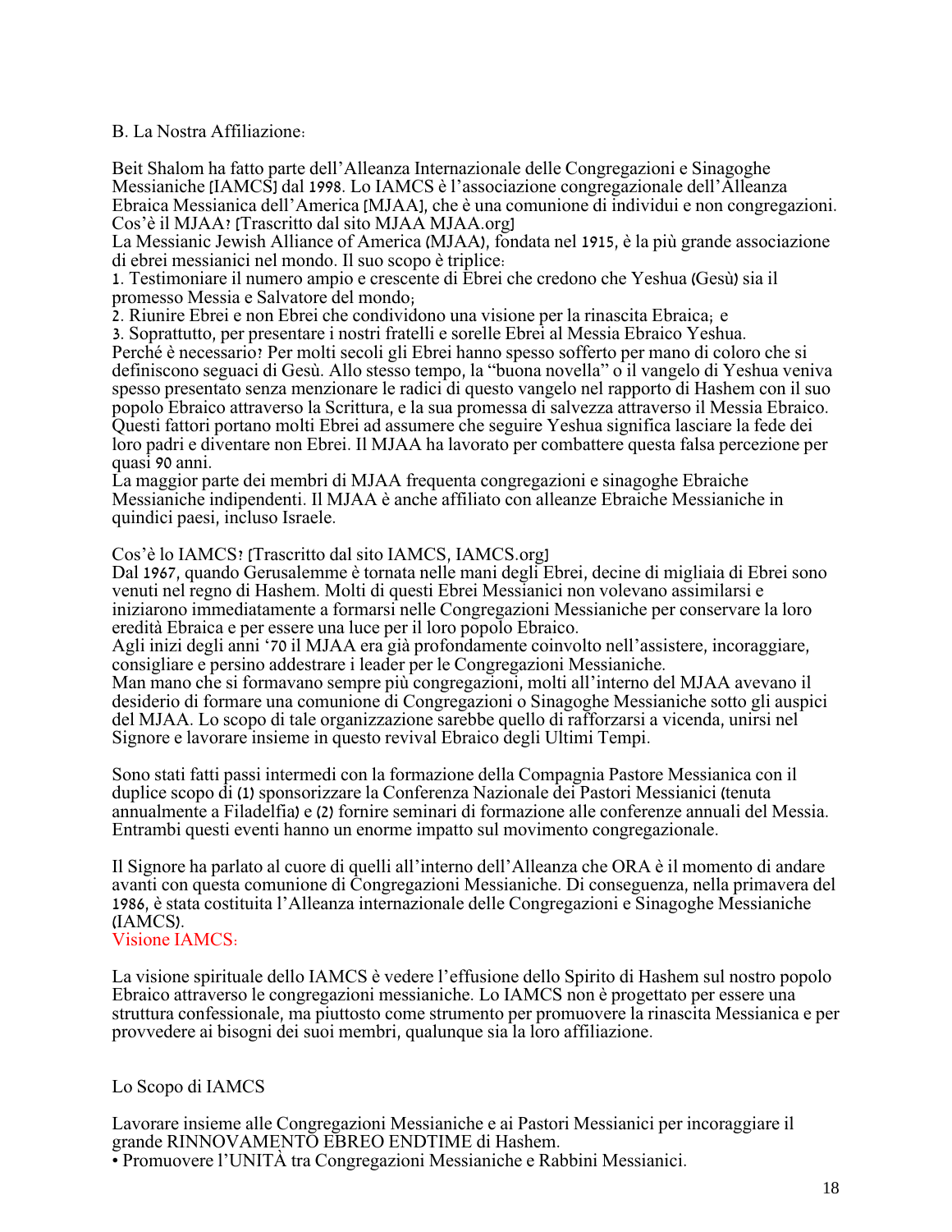B. La Nostra Affiliazione:

Beit Shalom ha fatto parte dell'Alleanza Internazionale delle Congregazioni e Sinagoghe Messianiche [IAMCS] dal 1998. Lo IAMCS è l'associazione congregazionale dell'Alleanza Ebraica Messianica dell'America [MJAA], che è una comunione di individui e non congregazioni.
Cos'è il MJAA? [Trascritto dal sito MJAA MJAA.org]
La Messianic Jewish Alliance of America (MJAA), fondata nel 1915, è la più grande associazione di ebrei messianici nel mondo. Il suo scopo è triplice:
1. Testimoniare il numero ampio e crescente di Ebrei che credono che Yeshua (Gesù) sia il promesso Messia e Salvatore del mondo;
2. Riunire Ebrei e non Ebrei che condividono una visione per la rinascita Ebraica; e
3. Soprattutto, per presentare i nostri fratelli e sorelle Ebrei al Messia Ebraico Yeshua.
Perché è necessario? Per molti secoli gli Ebrei hanno spesso sofferto per mano di coloro che si definiscono seguaci di Gesù. Allo stesso tempo, la "buona novella" o il vangelo di Yeshua veniva spesso presentato senza menzionare le radici di questo vangelo nel rapporto di Hashem con il suo popolo Ebraico attraverso la Scrittura, e la sua promessa di salvezza attraverso il Messia Ebraico. Questi fattori portano molti Ebrei ad assumere che seguire Yeshua significa lasciare la fede dei loro padri e diventare non Ebrei. Il MJAA ha lavorato per combattere questa falsa percezione per quasi 90 anni.
La maggior parte dei membri di MJAA frequenta congregazioni e sinagoghe Ebraiche Messianiche indipendenti. Il MJAA è anche affiliato con alleanze Ebraiche Messianiche in quindici paesi, incluso Israele.

Cos'è lo IAMCS? [Trascritto dal sito IAMCS, IAMCS.org]
Dal 1967, quando Gerusalemme è tornata nelle mani degli Ebrei, decine di migliaia di Ebrei sono venuti nel regno di Hashem. Molti di questi Ebrei Messianici non volevano assimilarsi e iniziarono immediatamente a formarsi nelle Congregazioni Messianiche per conservare la loro eredità Ebraica e per essere una luce per il loro popolo Ebraico.
Agli inizi degli anni '70 il MJAA era già profondamente coinvolto nell'assistere, incoraggiare, consigliare e persino addestrare i leader per le Congregazioni Messianiche.
Man mano che si formavano sempre più congregazioni, molti all'interno del MJAA avevano il desiderio di formare una comunione di Congregazioni o Sinagoghe Messianiche sotto gli auspici del MJAA. Lo scopo di tale organizzazione sarebbe quello di rafforzarsi a vicenda, unirsi nel Signore e lavorare insieme in questo revival Ebraico degli Ultimi Tempi.

Sono stati fatti passi intermedi con la formazione della Compagnia Pastore Messianica con il duplice scopo di (1) sponsorizzare la Conferenza Nazionale dei Pastori Messianici (tenuta annualmente a Filadelfia) e (2) fornire seminari di formazione alle conferenze annuali del Messia. Entrambi questi eventi hanno un enorme impatto sul movimento congregazionale.

Il Signore ha parlato al cuore di quelli all'interno dell'Alleanza che ORA è il momento di andare avanti con questa comunione di Congregazioni Messianiche. Di conseguenza, nella primavera del 1986, è stata costituita l'Alleanza internazionale delle Congregazioni e Sinagoghe Messianiche (IAMCS).

Visione IAMCS:

La visione spirituale dello IAMCS è vedere l'effusione dello Spirito di Hashem sul nostro popolo Ebraico attraverso le congregazioni messianiche. Lo IAMCS non è progettato per essere una struttura confessionale, ma piuttosto come strumento per promuovere la rinascita Messianica e per provvedere ai bisogni dei suoi membri, qualunque sia la loro affiliazione.

Lo Scopo di IAMCS

Lavorare insieme alle Congregazioni Messianiche e ai Pastori Messianici per incoraggiare il grande RINNOVAMENTO EBREO ENDTIME di Hashem.
- Promuovere l'UNITÀ tra Congregazioni Messianiche e Rabbini Messianici.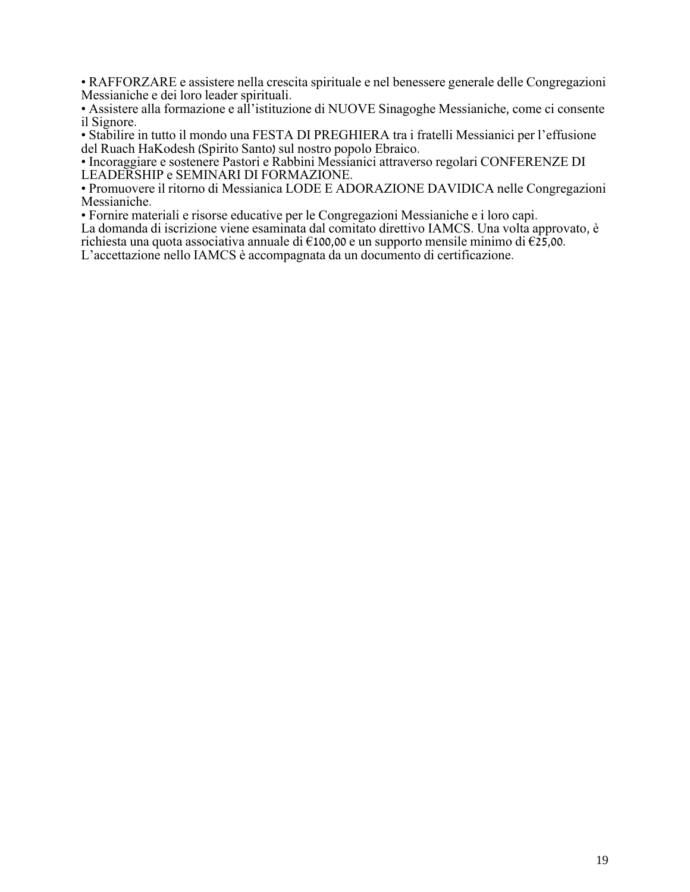- RAFFORZARE e assistere nella crescita spirituale e nel benessere generale delle Congregazioni Messianiche e dei loro leader spirituali.
- Assistere alla formazione e all'istituzione di NUOVE Sinagoghe Messianiche, come ci consente il Signore.
- Stabilire in tutto il mondo una FESTA DI PREGHIERA tra i fratelli Messianici per l'effusione del Ruach HaKodesh (Spirito Santo) sul nostro popolo Ebraico.
- Incoraggiare e sostenere Pastori e Rabbini Messianici attraverso regolari CONFERENZE DI LEADERSHIP e SEMINARI DI FORMAZIONE.
- Promuovere il ritorno di Messianica LODE E ADORAZIONE DAVIDICA nelle Congregazioni Messianiche.
- Fornire materiali e risorse educative per le Congregazioni Messianiche e i loro capi.

La domanda di iscrizione viene esaminata dal comitato direttivo IAMCS. Una volta approvato, è richiesta una quota associativa annuale di €100,00 e un supporto mensile minimo di €25,00. L'accettazione nello IAMCS è accompagnata da un documento di certificazione.